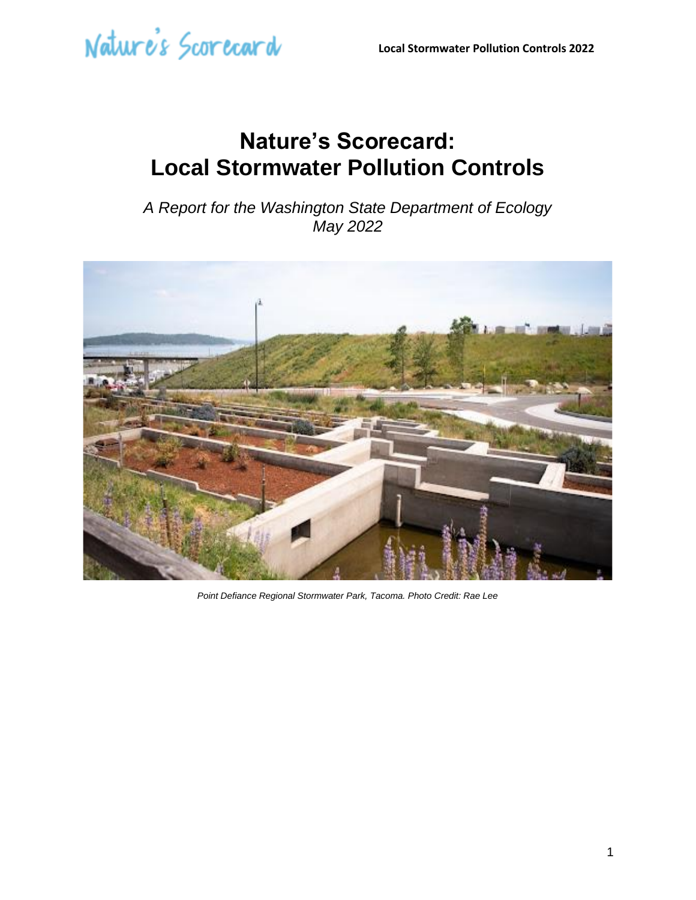# Nature's Scorecard: Local Stormwater Pollution Controls

*A Report for the Washington State Department of Ecology*
*May 2022*

*Point Defiance Regional Stormwater Park, Tacoma. Photo Credit: Rae Lee*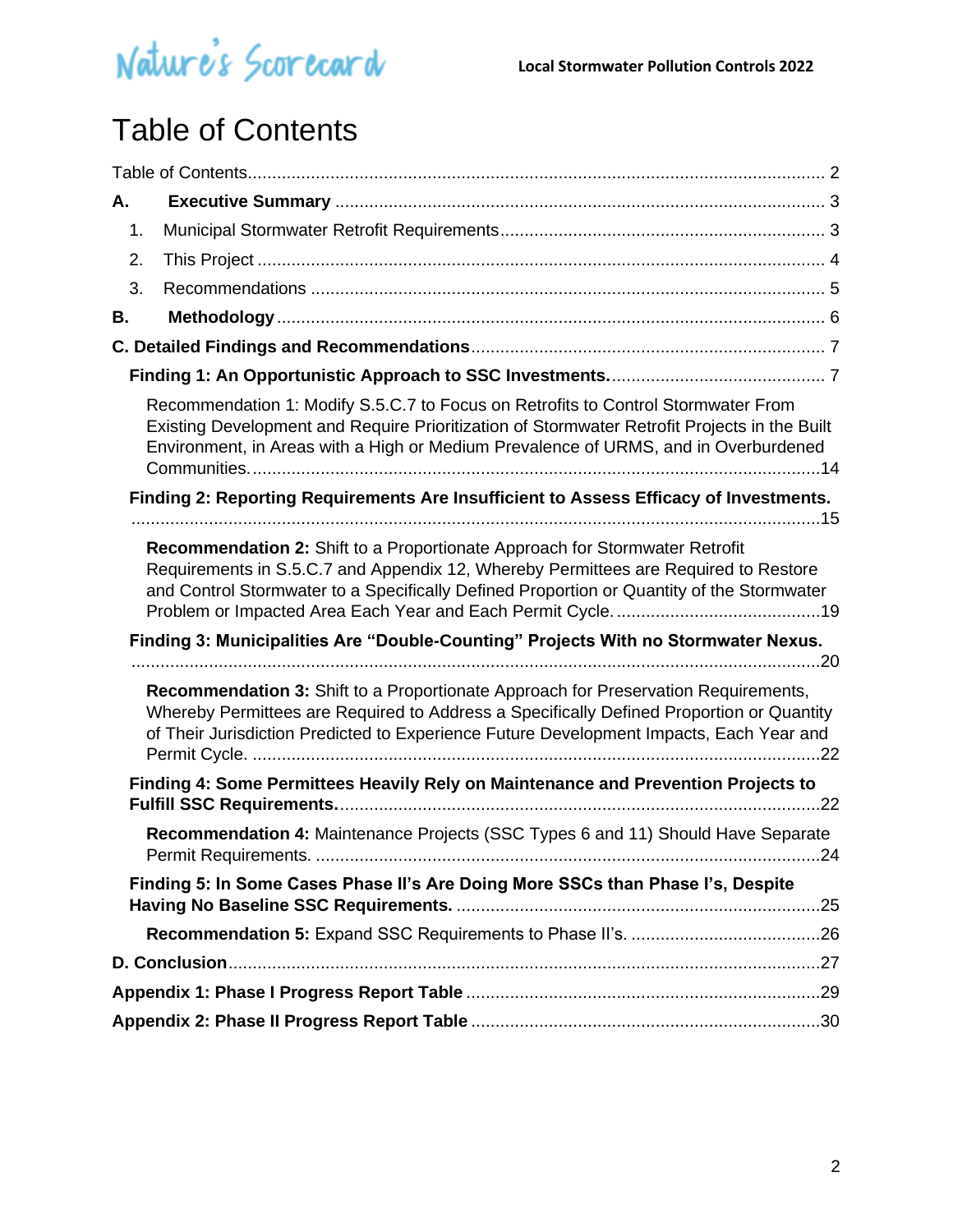# Table of Contents

Table of Contents ........................................................................................................ 2

**A. Executive Summary** ........................................................................................ 3

1. Municipal Stormwater Retrofit Requirements ........................................................ 3
2. This Project ......................................................................................................... 4
3. Recommendations ............................................................................................... 5

**B. Methodology** .................................................................................................... 6

**C. Detailed Findings and Recommendations** ........................................................ 7

**Finding 1: An Opportunistic Approach to SSC Investments.** ................................... 7

Recommendation 1: Modify S.5.C.7 to Focus on Retrofits to Control Stormwater From Existing Development and Require Prioritization of Stormwater Retrofit Projects in the Built Environment, in Areas with a High or Medium Prevalence of URMS, and in Overburdened Communities. .......................................................................................................... 14

**Finding 2: Reporting Requirements Are Insufficient to Assess Efficacy of Investments.** ........................................................................................................................ 15

**Recommendation 2:** Shift to a Proportionate Approach for Stormwater Retrofit Requirements in S.5.C.7 and Appendix 12, Whereby Permittees are Required to Restore and Control Stormwater to a Specifically Defined Proportion or Quantity of the Stormwater Problem or Impacted Area Each Year and Each Permit Cycle. ........................................... 19

**Finding 3: Municipalities Are "Double-Counting" Projects With no Stormwater Nexus.** ........................................................................................................................ 20

**Recommendation 3:** Shift to a Proportionate Approach for Preservation Requirements, Whereby Permittees are Required to Address a Specifically Defined Proportion or Quantity of Their Jurisdiction Predicted to Experience Future Development Impacts, Each Year and Permit Cycle. ................................................................................................................ 22

**Finding 4: Some Permittees Heavily Rely on Maintenance and Prevention Projects to Fulfill SSC Requirements.** ........................................................................................ 22

**Recommendation 4:** Maintenance Projects (SSC Types 6 and 11) Should Have Separate Permit Requirements. ............................................................................................ 24

**Finding 5: In Some Cases Phase II's Are Doing More SSCs than Phase I's, Despite Having No Baseline SSC Requirements.** .................................................................... 25

**Recommendation 5:** Expand SSC Requirements to Phase II's. ...................................... 26

**D. Conclusion** ....................................................................................................... 27

**Appendix 1: Phase I Progress Report Table** ............................................................ 29

**Appendix 2: Phase II Progress Report Table** ........................................................... 30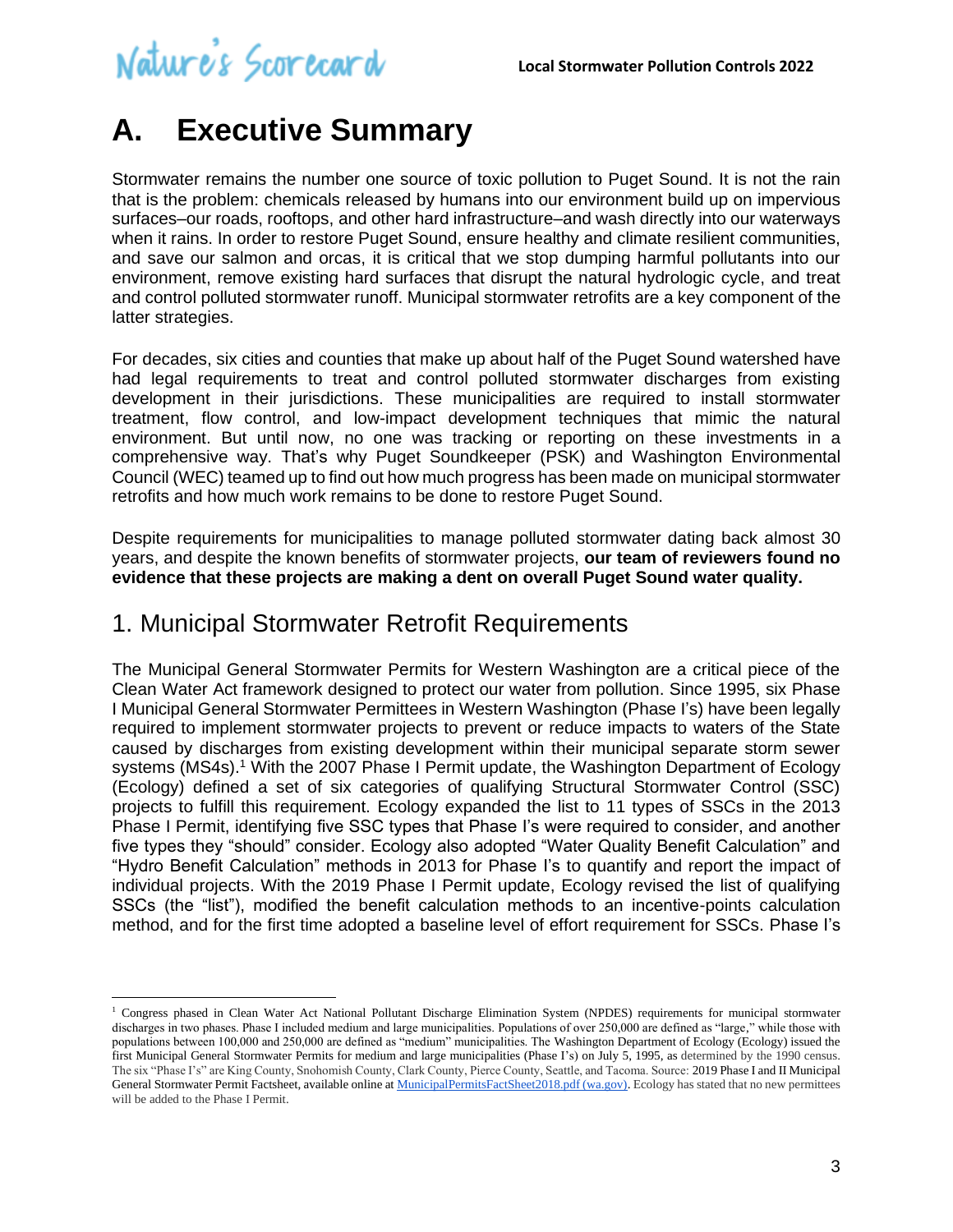# A. Executive Summary

Stormwater remains the number one source of toxic pollution to Puget Sound. It is not the rain that is the problem: chemicals released by humans into our environment build up on impervious surfaces–our roads, rooftops, and other hard infrastructure–and wash directly into our waterways when it rains. In order to restore Puget Sound, ensure healthy and climate resilient communities, and save our salmon and orcas, it is critical that we stop dumping harmful pollutants into our environment, remove existing hard surfaces that disrupt the natural hydrologic cycle, and treat and control polluted stormwater runoff. Municipal stormwater retrofits are a key component of the latter strategies.

For decades, six cities and counties that make up about half of the Puget Sound watershed have had legal requirements to treat and control polluted stormwater discharges from existing development in their jurisdictions. These municipalities are required to install stormwater treatment, flow control, and low-impact development techniques that mimic the natural environment. But until now, no one was tracking or reporting on these investments in a comprehensive way. That's why Puget Soundkeeper (PSK) and Washington Environmental Council (WEC) teamed up to find out how much progress has been made on municipal stormwater retrofits and how much work remains to be done to restore Puget Sound.

Despite requirements for municipalities to manage polluted stormwater dating back almost 30 years, and despite the known benefits of stormwater projects, **our team of reviewers found no evidence that these projects are making a dent on overall Puget Sound water quality.**

## 1. Municipal Stormwater Retrofit Requirements

The Municipal General Stormwater Permits for Western Washington are a critical piece of the Clean Water Act framework designed to protect our water from pollution. Since 1995, six Phase I Municipal General Stormwater Permittees in Western Washington (Phase I's) have been legally required to implement stormwater projects to prevent or reduce impacts to waters of the State caused by discharges from existing development within their municipal separate storm sewer systems (MS4s).[1] With the 2007 Phase I Permit update, the Washington Department of Ecology (Ecology) defined a set of six categories of qualifying Structural Stormwater Control (SSC) projects to fulfill this requirement. Ecology expanded the list to 11 types of SSCs in the 2013 Phase I Permit, identifying five SSC types that Phase I's were required to consider, and another five types they "should" consider. Ecology also adopted "Water Quality Benefit Calculation" and "Hydro Benefit Calculation" methods in 2013 for Phase I's to quantify and report the impact of individual projects. With the 2019 Phase I Permit update, Ecology revised the list of qualifying SSCs (the "list"), modified the benefit calculation methods to an incentive-points calculation method, and for the first time adopted a baseline level of effort requirement for SSCs. Phase I's

[1] Congress phased in Clean Water Act National Pollutant Discharge Elimination System (NPDES) requirements for municipal stormwater discharges in two phases. Phase I included medium and large municipalities. Populations of over 250,000 are defined as "large," while those with populations between 100,000 and 250,000 are defined as "medium" municipalities. The Washington Department of Ecology (Ecology) issued the first Municipal General Stormwater Permits for medium and large municipalities (Phase I's) on July 5, 1995, as determined by the 1990 census. The six "Phase I's" are King County, Snohomish County, Clark County, Pierce County, Seattle, and Tacoma. Source: 2019 Phase I and II Municipal General Stormwater Permit Factsheet, available online at [MunicipalPermitsFactSheet2018.pdf (wa.gov)](MunicipalPermitsFactSheet2018.pdf). Ecology has stated that no new permittees will be added to the Phase I Permit.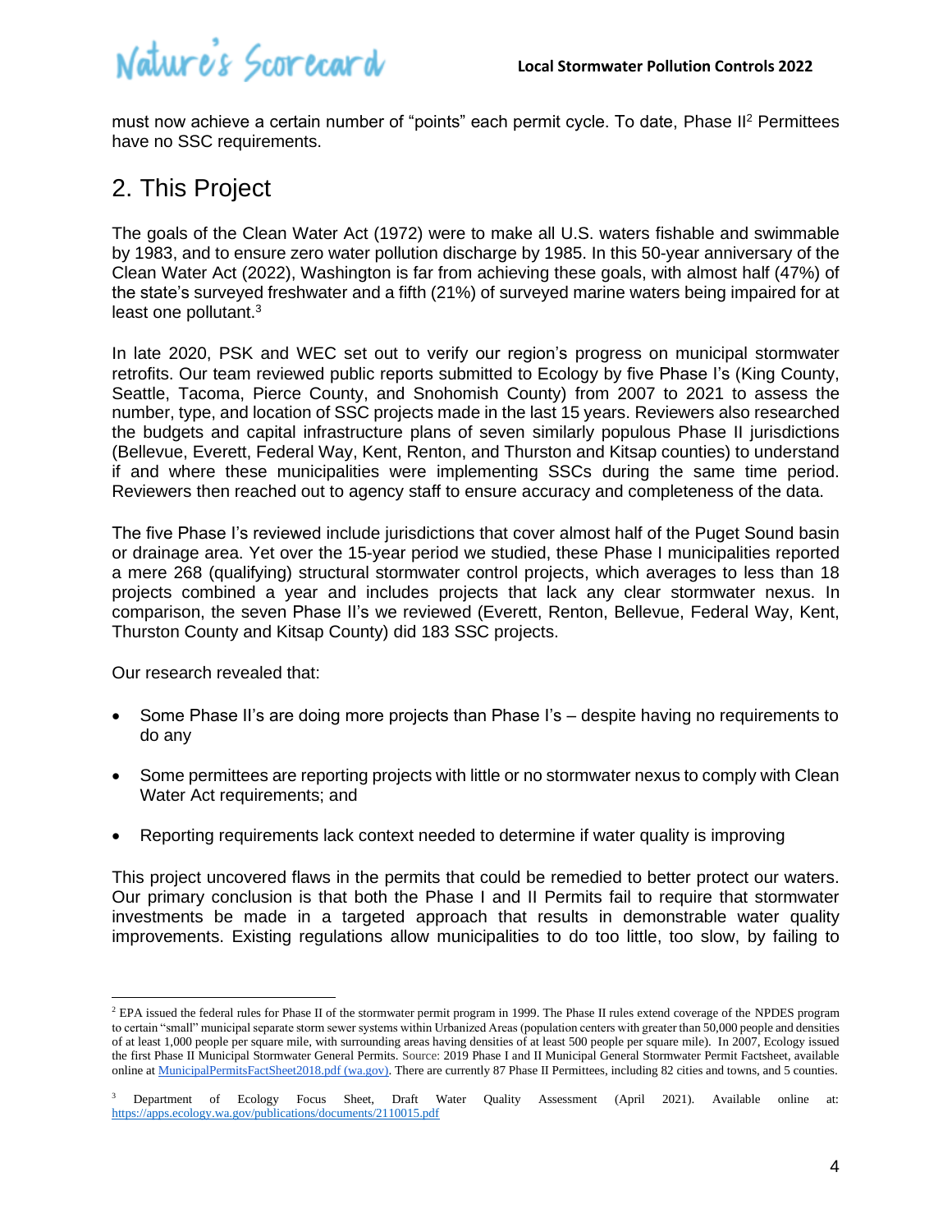must now achieve a certain number of "points" each permit cycle. To date, Phase II[2] Permittees have no SSC requirements.

## 2. This Project

The goals of the Clean Water Act (1972) were to make all U.S. waters fishable and swimmable by 1983, and to ensure zero water pollution discharge by 1985. In this 50-year anniversary of the Clean Water Act (2022), Washington is far from achieving these goals, with almost half (47%) of the state's surveyed freshwater and a fifth (21%) of surveyed marine waters being impaired for at least one pollutant.[3]

In late 2020, PSK and WEC set out to verify our region's progress on municipal stormwater retrofits. Our team reviewed public reports submitted to Ecology by five Phase I's (King County, Seattle, Tacoma, Pierce County, and Snohomish County) from 2007 to 2021 to assess the number, type, and location of SSC projects made in the last 15 years. Reviewers also researched the budgets and capital infrastructure plans of seven similarly populous Phase II jurisdictions (Bellevue, Everett, Federal Way, Kent, Renton, and Thurston and Kitsap counties) to understand if and where these municipalities were implementing SSCs during the same time period. Reviewers then reached out to agency staff to ensure accuracy and completeness of the data.

The five Phase I's reviewed include jurisdictions that cover almost half of the Puget Sound basin or drainage area. Yet over the 15-year period we studied, these Phase I municipalities reported a mere 268 (qualifying) structural stormwater control projects, which averages to less than 18 projects combined a year and includes projects that lack any clear stormwater nexus. In comparison, the seven Phase II's we reviewed (Everett, Renton, Bellevue, Federal Way, Kent, Thurston County and Kitsap County) did 183 SSC projects.

Our research revealed that:

- Some Phase II's are doing more projects than Phase I's – despite having no requirements to do any
- Some permittees are reporting projects with little or no stormwater nexus to comply with Clean Water Act requirements; and
- Reporting requirements lack context needed to determine if water quality is improving

This project uncovered flaws in the permits that could be remedied to better protect our waters. Our primary conclusion is that both the Phase I and II Permits fail to require that stormwater investments be made in a targeted approach that results in demonstrable water quality improvements. Existing regulations allow municipalities to do too little, too slow, by failing to

---

[2] EPA issued the federal rules for Phase II of the stormwater permit program in 1999. The Phase II rules extend coverage of the NPDES program to certain "small" municipal separate storm sewer systems within Urbanized Areas (population centers with greater than 50,000 people and densities of at least 1,000 people per square mile, with surrounding areas having densities of at least 500 people per square mile). In 2007, Ecology issued the first Phase II Municipal Stormwater General Permits. Source: 2019 Phase I and II Municipal General Stormwater Permit Factsheet, available online at [MunicipalPermitsFactSheet2018.pdf (wa.gov)](MunicipalPermitsFactSheet2018.pdf). There are currently 87 Phase II Permittees, including 82 cities and towns, and 5 counties.

[3] Department of Ecology Focus Sheet, Draft Water Quality Assessment (April 2021). Available online at: https://apps.ecology.wa.gov/publications/documents/2110015.pdf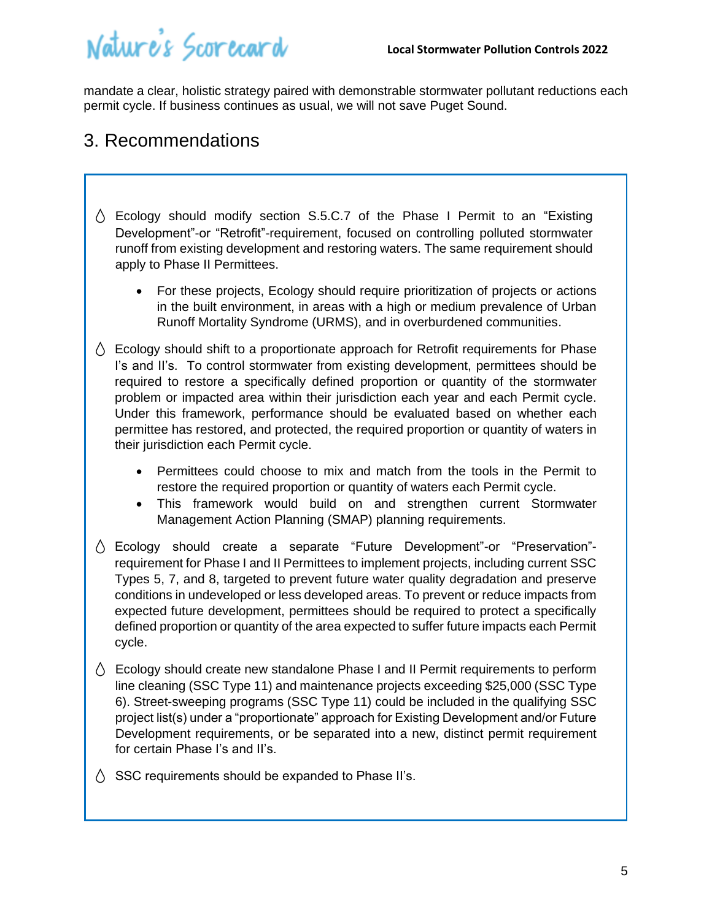mandate a clear, holistic strategy paired with demonstrable stormwater pollutant reductions each permit cycle. If business continues as usual, we will not save Puget Sound.

## 3. Recommendations

- Ecology should modify section S.5.C.7 of the Phase I Permit to an "Existing Development"-or "Retrofit"-requirement, focused on controlling polluted stormwater runoff from existing development and restoring waters. The same requirement should apply to Phase II Permittees.
  - For these projects, Ecology should require prioritization of projects or actions in the built environment, in areas with a high or medium prevalence of Urban Runoff Mortality Syndrome (URMS), and in overburdened communities.
- Ecology should shift to a proportionate approach for Retrofit requirements for Phase I's and II's. To control stormwater from existing development, permittees should be required to restore a specifically defined proportion or quantity of the stormwater problem or impacted area within their jurisdiction each year and each Permit cycle. Under this framework, performance should be evaluated based on whether each permittee has restored, and protected, the required proportion or quantity of waters in their jurisdiction each Permit cycle.
  - Permittees could choose to mix and match from the tools in the Permit to restore the required proportion or quantity of waters each Permit cycle.
  - This framework would build on and strengthen current Stormwater Management Action Planning (SMAP) planning requirements.
- Ecology should create a separate "Future Development"-or "Preservation"-requirement for Phase I and II Permittees to implement projects, including current SSC Types 5, 7, and 8, targeted to prevent future water quality degradation and preserve conditions in undeveloped or less developed areas. To prevent or reduce impacts from expected future development, permittees should be required to protect a specifically defined proportion or quantity of the area expected to suffer future impacts each Permit cycle.
- Ecology should create new standalone Phase I and II Permit requirements to perform line cleaning (SSC Type 11) and maintenance projects exceeding $25,000 (SSC Type 6). Street-sweeping programs (SSC Type 11) could be included in the qualifying SSC project list(s) under a "proportionate" approach for Existing Development and/or Future Development requirements, or be separated into a new, distinct permit requirement for certain Phase I's and II's.
- SSC requirements should be expanded to Phase II's.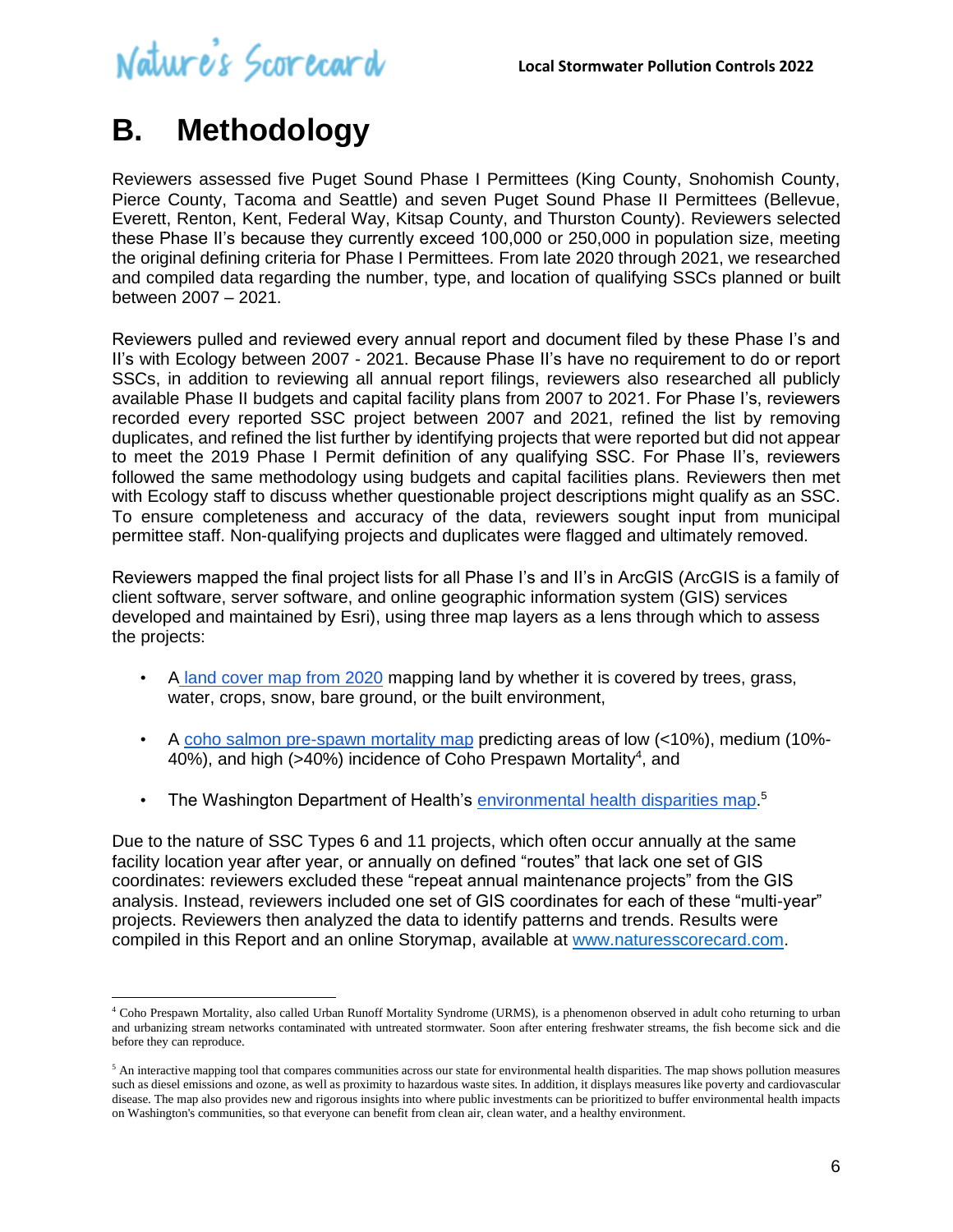# B. Methodology

Reviewers assessed five Puget Sound Phase I Permittees (King County, Snohomish County, Pierce County, Tacoma and Seattle) and seven Puget Sound Phase II Permittees (Bellevue, Everett, Renton, Kent, Federal Way, Kitsap County, and Thurston County). Reviewers selected these Phase II's because they currently exceed 100,000 or 250,000 in population size, meeting the original defining criteria for Phase I Permittees. From late 2020 through 2021, we researched and compiled data regarding the number, type, and location of qualifying SSCs planned or built between 2007 – 2021.

Reviewers pulled and reviewed every annual report and document filed by these Phase I's and II's with Ecology between 2007 - 2021. Because Phase II's have no requirement to do or report SSCs, in addition to reviewing all annual report filings, reviewers also researched all publicly available Phase II budgets and capital facility plans from 2007 to 2021. For Phase I's, reviewers recorded every reported SSC project between 2007 and 2021, refined the list by removing duplicates, and refined the list further by identifying projects that were reported but did not appear to meet the 2019 Phase I Permit definition of any qualifying SSC. For Phase II's, reviewers followed the same methodology using budgets and capital facilities plans. Reviewers then met with Ecology staff to discuss whether questionable project descriptions might qualify as an SSC. To ensure completeness and accuracy of the data, reviewers sought input from municipal permittee staff. Non-qualifying projects and duplicates were flagged and ultimately removed.

Reviewers mapped the final project lists for all Phase I's and II's in ArcGIS (ArcGIS is a family of client software, server software, and online geographic information system (GIS) services developed and maintained by Esri), using three map layers as a lens through which to assess the projects:

- A land cover map from 2020 mapping land by whether it is covered by trees, grass, water, crops, snow, bare ground, or the built environment,
- A coho salmon pre-spawn mortality map predicting areas of low (<10%), medium (10%-40%), and high (>40%) incidence of Coho Prespawn Mortality[4], and
- The Washington Department of Health's environmental health disparities map.[5]

Due to the nature of SSC Types 6 and 11 projects, which often occur annually at the same facility location year after year, or annually on defined "routes" that lack one set of GIS coordinates: reviewers excluded these "repeat annual maintenance projects" from the GIS analysis. Instead, reviewers included one set of GIS coordinates for each of these "multi-year" projects. Reviewers then analyzed the data to identify patterns and trends. Results were compiled in this Report and an online Storymap, available at www.naturesscorecard.com.

---

[4] Coho Prespawn Mortality, also called Urban Runoff Mortality Syndrome (URMS), is a phenomenon observed in adult coho returning to urban and urbanizing stream networks contaminated with untreated stormwater. Soon after entering freshwater streams, the fish become sick and die before they can reproduce.

[5] An interactive mapping tool that compares communities across our state for environmental health disparities. The map shows pollution measures such as diesel emissions and ozone, as well as proximity to hazardous waste sites. In addition, it displays measures like poverty and cardiovascular disease. The map also provides new and rigorous insights into where public investments can be prioritized to buffer environmental health impacts on Washington's communities, so that everyone can benefit from clean air, clean water, and a healthy environment.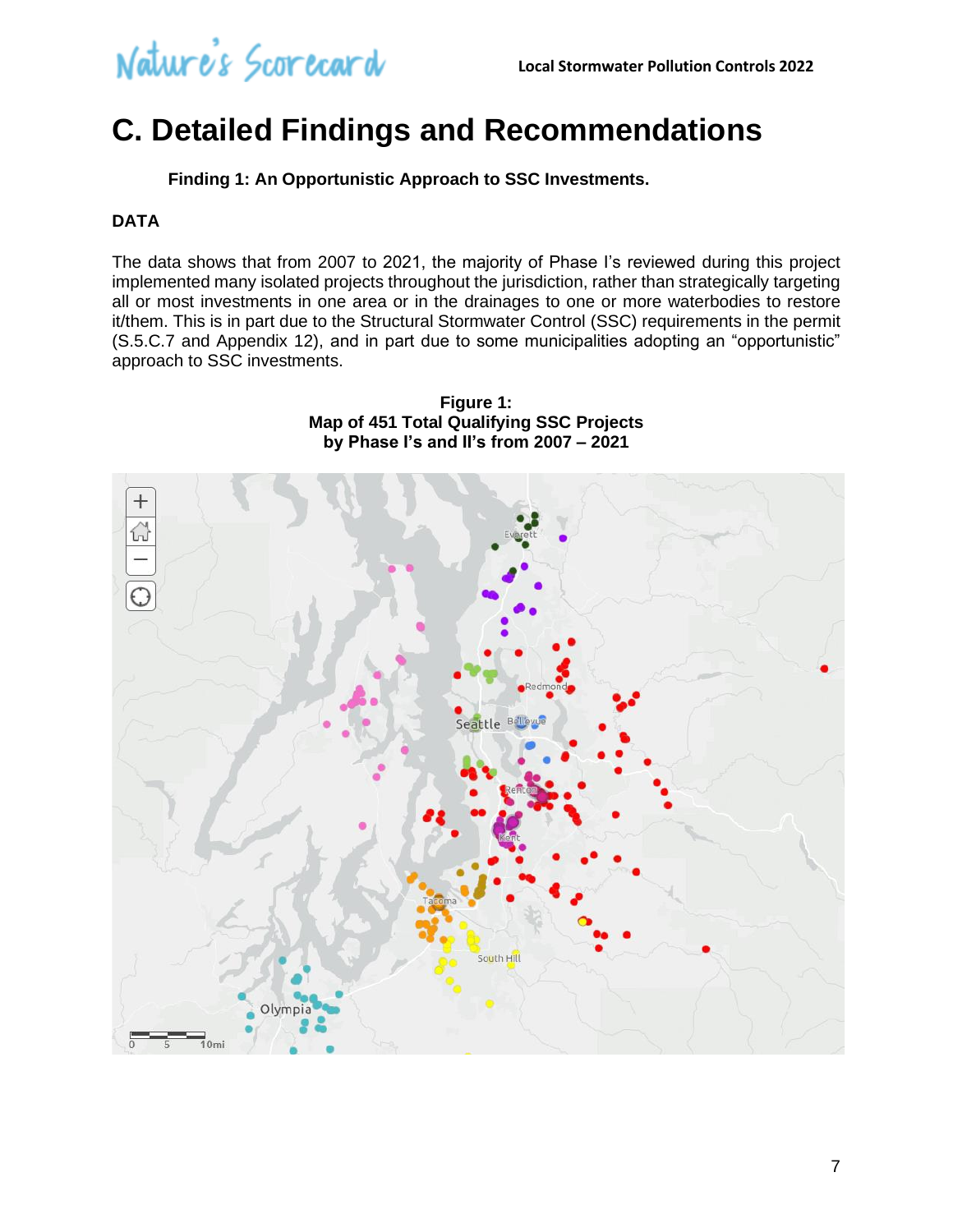# C. Detailed Findings and Recommendations

**Finding 1: An Opportunistic Approach to SSC Investments.**

**DATA**

The data shows that from 2007 to 2021, the majority of Phase I's reviewed during this project implemented many isolated projects throughout the jurisdiction, rather than strategically targeting all or most investments in one area or in the drainages to one or more waterbodies to restore it/them. This is in part due to the Structural Stormwater Control (SSC) requirements in the permit (S.5.C.7 and Appendix 12), and in part due to some municipalities adopting an "opportunistic" approach to SSC investments.

**Figure 1:**
**Map of 451 Total Qualifying SSC Projects by Phase I's and II's from 2007 – 2021**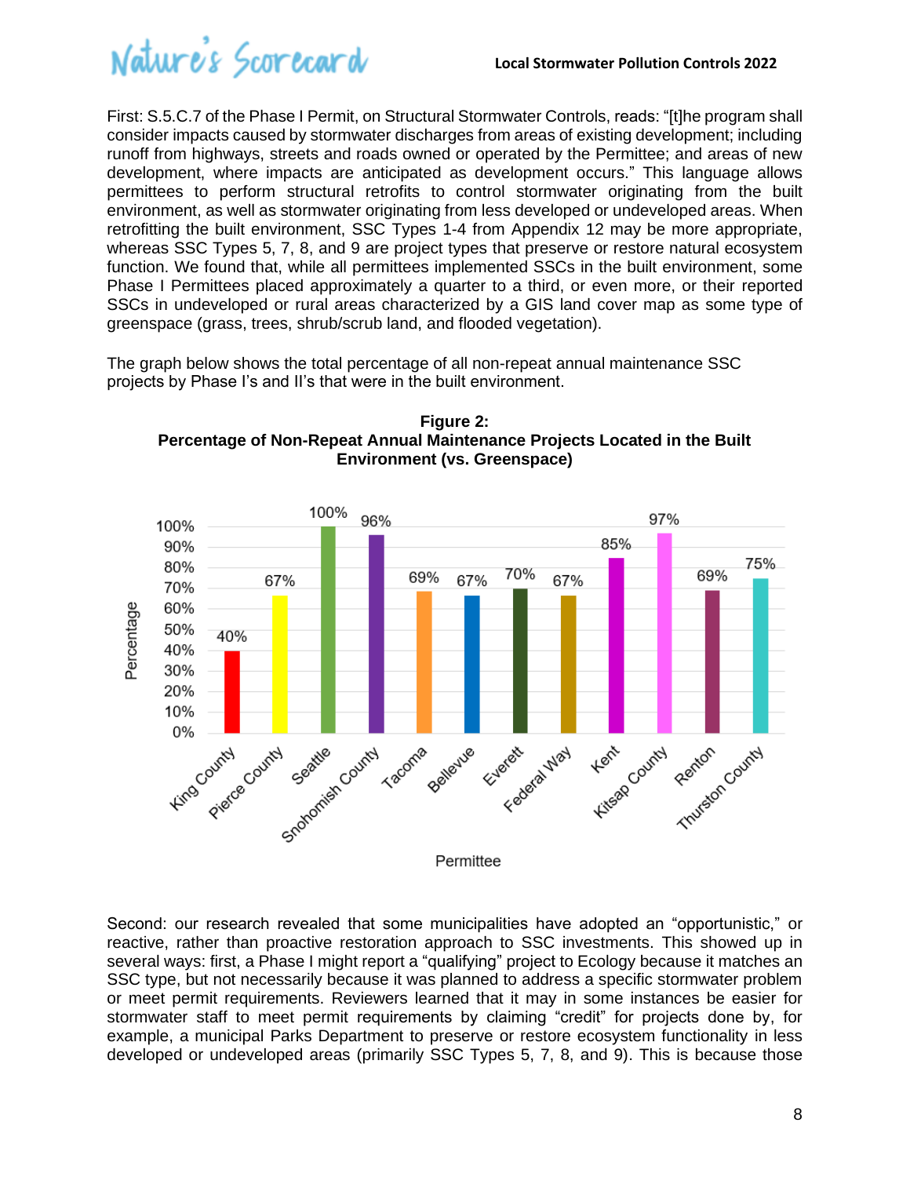First: S.5.C.7 of the Phase I Permit, on Structural Stormwater Controls, reads: "[t]he program shall consider impacts caused by stormwater discharges from areas of existing development; including runoff from highways, streets and roads owned or operated by the Permittee; and areas of new development, where impacts are anticipated as development occurs." This language allows permittees to perform structural retrofits to control stormwater originating from the built environment, as well as stormwater originating from less developed or undeveloped areas. When retrofitting the built environment, SSC Types 1-4 from Appendix 12 may be more appropriate, whereas SSC Types 5, 7, 8, and 9 are project types that preserve or restore natural ecosystem function. We found that, while all permittees implemented SSCs in the built environment, some Phase I Permittees placed approximately a quarter to a third, or even more, or their reported SSCs in undeveloped or rural areas characterized by a GIS land cover map as some type of greenspace (grass, trees, shrub/scrub land, and flooded vegetation).

The graph below shows the total percentage of all non-repeat annual maintenance SSC projects by Phase I's and II's that were in the built environment.

**Figure 2:**
**Percentage of Non-Repeat Annual Maintenance Projects Located in the Built Environment (vs. Greenspace)**

| Permittee | Percentage |
|---|---|
| King County | 40% |
| Pierce County | 67% |
| Seattle | 100% |
| Snohomish County | 96% |
| Tacoma | 69% |
| Bellevue | 67% |
| Everett | 70% |
| Federal Way | 67% |
| Kent | 85% |
| Kitsap County | 97% |
| Renton | 69% |
| Thurston County | 75% |

Second: our research revealed that some municipalities have adopted an "opportunistic," or reactive, rather than proactive restoration approach to SSC investments. This showed up in several ways: first, a Phase I might report a "qualifying" project to Ecology because it matches an SSC type, but not necessarily because it was planned to address a specific stormwater problem or meet permit requirements. Reviewers learned that it may in some instances be easier for stormwater staff to meet permit requirements by claiming "credit" for projects done by, for example, a municipal Parks Department to preserve or restore ecosystem functionality in less developed or undeveloped areas (primarily SSC Types 5, 7, 8, and 9). This is because those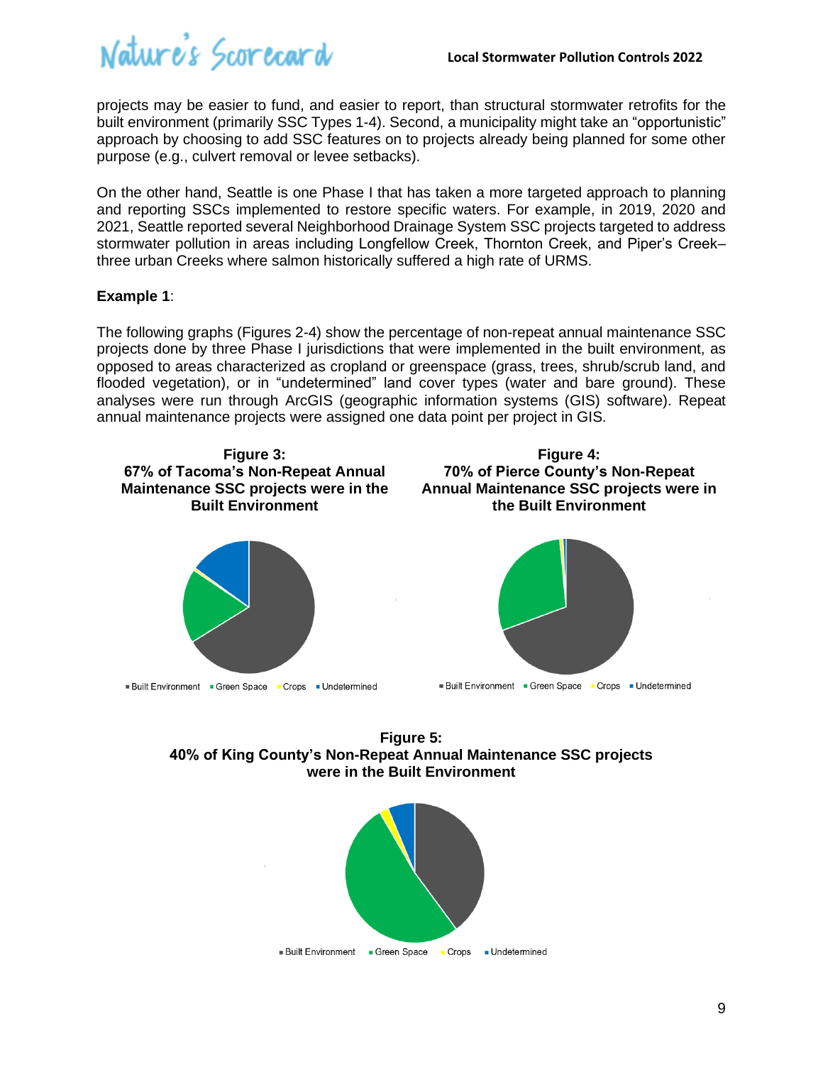projects may be easier to fund, and easier to report, than structural stormwater retrofits for the built environment (primarily SSC Types 1-4). Second, a municipality might take an "opportunistic" approach by choosing to add SSC features on to projects already being planned for some other purpose (e.g., culvert removal or levee setbacks).

On the other hand, Seattle is one Phase I that has taken a more targeted approach to planning and reporting SSCs implemented to restore specific waters. For example, in 2019, 2020 and 2021, Seattle reported several Neighborhood Drainage System SSC projects targeted to address stormwater pollution in areas including Longfellow Creek, Thornton Creek, and Piper's Creek– three urban Creeks where salmon historically suffered a high rate of URMS.

**Example 1**:

The following graphs (Figures 2-4) show the percentage of non-repeat annual maintenance SSC projects done by three Phase I jurisdictions that were implemented in the built environment, as opposed to areas characterized as cropland or greenspace (grass, trees, shrub/scrub land, and flooded vegetation), or in "undetermined" land cover types (water and bare ground). These analyses were run through ArcGIS (geographic information systems (GIS) software). Repeat annual maintenance projects were assigned one data point per project in GIS.

**Figure 3: 67% of Tacoma's Non-Repeat Annual Maintenance SSC projects were in the Built Environment**

Built Environment ▪ Green Space ▪ Crops ▪ Undetermined

**Figure 4: 70% of Pierce County's Non-Repeat Annual Maintenance SSC projects were in the Built Environment**

Built Environment ▪ Green Space ▪ Crops ▪ Undetermined

**Figure 5: 40% of King County's Non-Repeat Annual Maintenance SSC projects were in the Built Environment**

Built Environment ▪ Green Space ▪ Crops ▪ Undetermined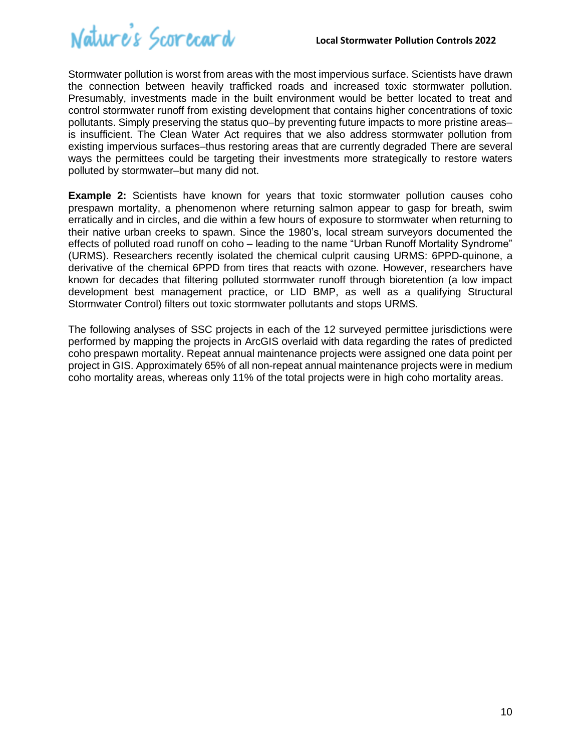Stormwater pollution is worst from areas with the most impervious surface. Scientists have drawn the connection between heavily trafficked roads and increased toxic stormwater pollution. Presumably, investments made in the built environment would be better located to treat and control stormwater runoff from existing development that contains higher concentrations of toxic pollutants. Simply preserving the status quo–by preventing future impacts to more pristine areas–is insufficient. The Clean Water Act requires that we also address stormwater pollution from existing impervious surfaces–thus restoring areas that are currently degraded There are several ways the permittees could be targeting their investments more strategically to restore waters polluted by stormwater–but many did not.

**Example 2:** Scientists have known for years that toxic stormwater pollution causes coho prespawn mortality, a phenomenon where returning salmon appear to gasp for breath, swim erratically and in circles, and die within a few hours of exposure to stormwater when returning to their native urban creeks to spawn. Since the 1980's, local stream surveyors documented the effects of polluted road runoff on coho – leading to the name "Urban Runoff Mortality Syndrome" (URMS). Researchers recently isolated the chemical culprit causing URMS: 6PPD-quinone, a derivative of the chemical 6PPD from tires that reacts with ozone. However, researchers have known for decades that filtering polluted stormwater runoff through bioretention (a low impact development best management practice, or LID BMP, as well as a qualifying Structural Stormwater Control) filters out toxic stormwater pollutants and stops URMS.

The following analyses of SSC projects in each of the 12 surveyed permittee jurisdictions were performed by mapping the projects in ArcGIS overlaid with data regarding the rates of predicted coho prespawn mortality. Repeat annual maintenance projects were assigned one data point per project in GIS. Approximately 65% of all non-repeat annual maintenance projects were in medium coho mortality areas, whereas only 11% of the total projects were in high coho mortality areas.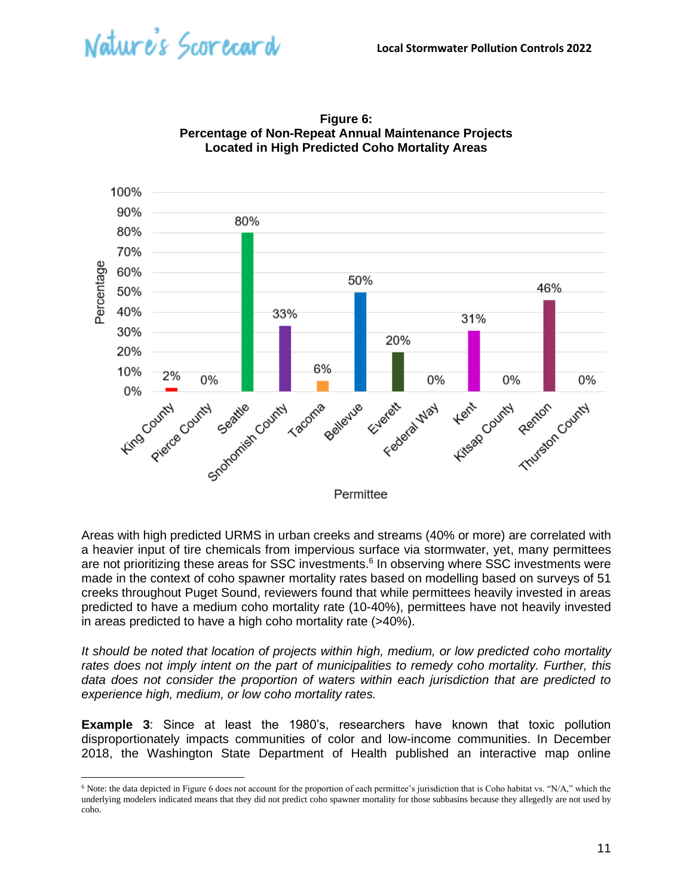**Figure 6:**
**Percentage of Non-Repeat Annual Maintenance Projects Located in High Predicted Coho Mortality Areas**

| Permittee | Percentage |
|---|---|
| King County | 2% |
| Pierce County | 0% |
| Seattle | 80% |
| Snohomish County | 33% |
| Tacoma | 6% |
| Bellevue | 50% |
| Everett | 20% |
| Federal Way | 0% |
| Kent | 31% |
| Kitsap County | 0% |
| Renton | 46% |
| Thurston County | 0% |

Areas with high predicted URMS in urban creeks and streams (40% or more) are correlated with a heavier input of tire chemicals from impervious surface via stormwater, yet, many permittees are not prioritizing these areas for SSC investments.[6] In observing where SSC investments were made in the context of coho spawner mortality rates based on modelling based on surveys of 51 creeks throughout Puget Sound, reviewers found that while permittees heavily invested in areas predicted to have a medium coho mortality rate (10-40%), permittees have not heavily invested in areas predicted to have a high coho mortality rate (>40%).

*It should be noted that location of projects within high, medium, or low predicted coho mortality rates does not imply intent on the part of municipalities to remedy coho mortality. Further, this data does not consider the proportion of waters within each jurisdiction that are predicted to experience high, medium, or low coho mortality rates.*

**Example 3**: Since at least the 1980's, researchers have known that toxic pollution disproportionately impacts communities of color and low-income communities. In December 2018, the Washington State Department of Health published an interactive map online

[6] Note: the data depicted in Figure 6 does not account for the proportion of each permittee's jurisdiction that is Coho habitat vs. "N/A," which the underlying modelers indicated means that they did not predict coho spawner mortality for those subbasins because they allegedly are not used by coho.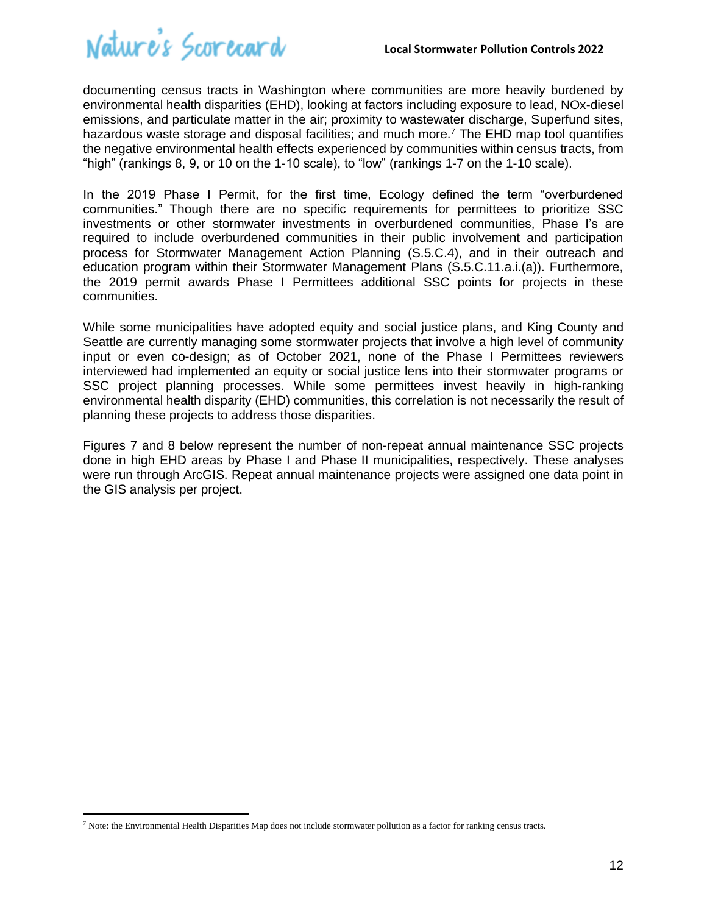documenting census tracts in Washington where communities are more heavily burdened by environmental health disparities (EHD), looking at factors including exposure to lead, NOx-diesel emissions, and particulate matter in the air; proximity to wastewater discharge, Superfund sites, hazardous waste storage and disposal facilities; and much more.[7] The EHD map tool quantifies the negative environmental health effects experienced by communities within census tracts, from "high" (rankings 8, 9, or 10 on the 1-10 scale), to "low" (rankings 1-7 on the 1-10 scale).

In the 2019 Phase I Permit, for the first time, Ecology defined the term "overburdened communities." Though there are no specific requirements for permittees to prioritize SSC investments or other stormwater investments in overburdened communities, Phase I's are required to include overburdened communities in their public involvement and participation process for Stormwater Management Action Planning (S.5.C.4), and in their outreach and education program within their Stormwater Management Plans (S.5.C.11.a.i.(a)). Furthermore, the 2019 permit awards Phase I Permittees additional SSC points for projects in these communities.

While some municipalities have adopted equity and social justice plans, and King County and Seattle are currently managing some stormwater projects that involve a high level of community input or even co-design; as of October 2021, none of the Phase I Permittees reviewers interviewed had implemented an equity or social justice lens into their stormwater programs or SSC project planning processes. While some permittees invest heavily in high-ranking environmental health disparity (EHD) communities, this correlation is not necessarily the result of planning these projects to address those disparities.

Figures 7 and 8 below represent the number of non-repeat annual maintenance SSC projects done in high EHD areas by Phase I and Phase II municipalities, respectively. These analyses were run through ArcGIS. Repeat annual maintenance projects were assigned one data point in the GIS analysis per project.

[7] Note: the Environmental Health Disparities Map does not include stormwater pollution as a factor for ranking census tracts.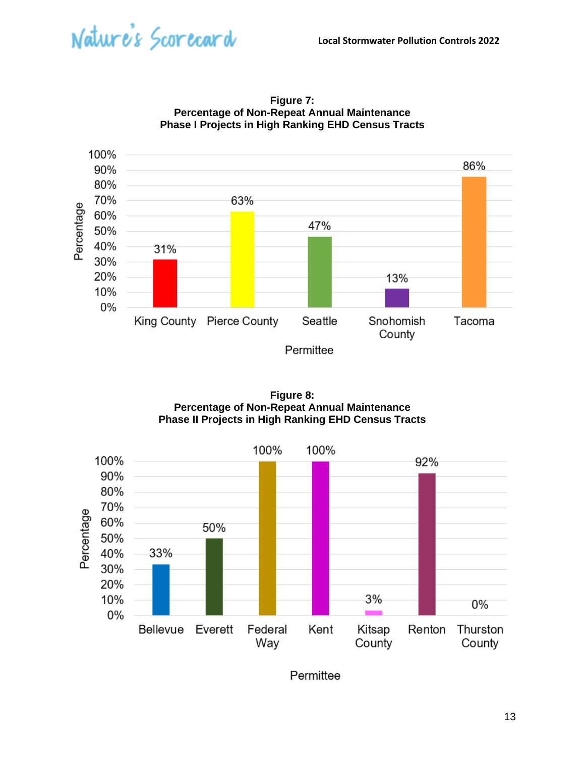**Figure 7:**
**Percentage of Non-Repeat Annual Maintenance**
**Phase I Projects in High Ranking EHD Census Tracts**

| Permittee | Percentage |
|---|---|
| King County | 31% |
| Pierce County | 63% |
| Seattle | 47% |
| Snohomish County | 13% |
| Tacoma | 86% |

**Figure 8:**
**Percentage of Non-Repeat Annual Maintenance**
**Phase II Projects in High Ranking EHD Census Tracts**

| Permittee | Percentage |
|---|---|
| Bellevue | 33% |
| Everett | 50% |
| Federal Way | 100% |
| Kent | 100% |
| Kitsap County | 3% |
| Renton | 92% |
| Thurston County | 0% |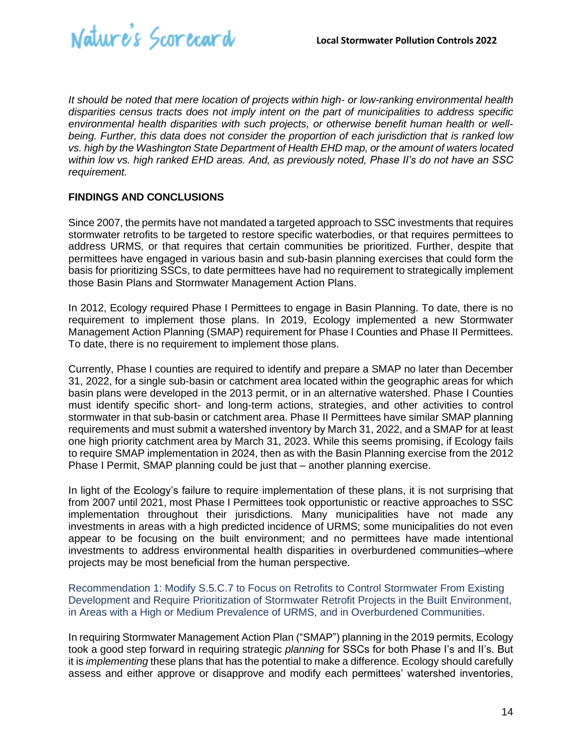*It should be noted that mere location of projects within high- or low-ranking environmental health disparities census tracts does not imply intent on the part of municipalities to address specific environmental health disparities with such projects, or otherwise benefit human health or well-being. Further, this data does not consider the proportion of each jurisdiction that is ranked low vs. high by the Washington State Department of Health EHD map, or the amount of waters located within low vs. high ranked EHD areas. And, as previously noted, Phase II's do not have an SSC requirement.*

## FINDINGS AND CONCLUSIONS

Since 2007, the permits have not mandated a targeted approach to SSC investments that requires stormwater retrofits to be targeted to restore specific waterbodies, or that requires permittees to address URMS, or that requires that certain communities be prioritized. Further, despite that permittees have engaged in various basin and sub-basin planning exercises that could form the basis for prioritizing SSCs, to date permittees have had no requirement to strategically implement those Basin Plans and Stormwater Management Action Plans.

In 2012, Ecology required Phase I Permittees to engage in Basin Planning. To date, there is no requirement to implement those plans. In 2019, Ecology implemented a new Stormwater Management Action Planning (SMAP) requirement for Phase I Counties and Phase II Permittees. To date, there is no requirement to implement those plans.

Currently, Phase I counties are required to identify and prepare a SMAP no later than December 31, 2022, for a single sub-basin or catchment area located within the geographic areas for which basin plans were developed in the 2013 permit, or in an alternative watershed. Phase I Counties must identify specific short- and long-term actions, strategies, and other activities to control stormwater in that sub-basin or catchment area. Phase II Permittees have similar SMAP planning requirements and must submit a watershed inventory by March 31, 2022, and a SMAP for at least one high priority catchment area by March 31, 2023. While this seems promising, if Ecology fails to require SMAP implementation in 2024, then as with the Basin Planning exercise from the 2012 Phase I Permit, SMAP planning could be just that – another planning exercise.

In light of the Ecology's failure to require implementation of these plans, it is not surprising that from 2007 until 2021, most Phase I Permittees took opportunistic or reactive approaches to SSC implementation throughout their jurisdictions. Many municipalities have not made any investments in areas with a high predicted incidence of URMS; some municipalities do not even appear to be focusing on the built environment; and no permittees have made intentional investments to address environmental health disparities in overburdened communities–where projects may be most beneficial from the human perspective.

### Recommendation 1: Modify S.5.C.7 to Focus on Retrofits to Control Stormwater From Existing Development and Require Prioritization of Stormwater Retrofit Projects in the Built Environment, in Areas with a High or Medium Prevalence of URMS, and in Overburdened Communities.

In requiring Stormwater Management Action Plan ("SMAP") planning in the 2019 permits, Ecology took a good step forward in requiring strategic *planning* for SSCs for both Phase I's and II's. But it is *implementing* these plans that has the potential to make a difference. Ecology should carefully assess and either approve or disapprove and modify each permittees' watershed inventories,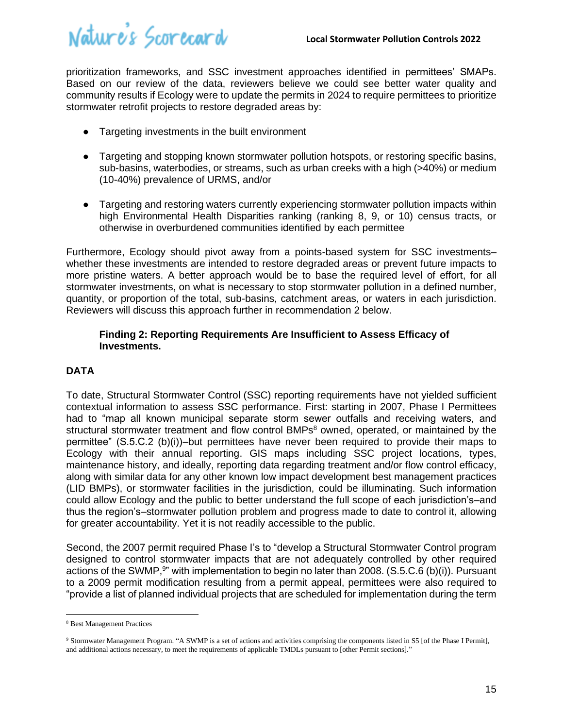prioritization frameworks, and SSC investment approaches identified in permittees' SMAPs. Based on our review of the data, reviewers believe we could see better water quality and community results if Ecology were to update the permits in 2024 to require permittees to prioritize stormwater retrofit projects to restore degraded areas by:

- Targeting investments in the built environment
- Targeting and stopping known stormwater pollution hotspots, or restoring specific basins, sub-basins, waterbodies, or streams, such as urban creeks with a high (>40%) or medium (10-40%) prevalence of URMS, and/or
- Targeting and restoring waters currently experiencing stormwater pollution impacts within high Environmental Health Disparities ranking (ranking 8, 9, or 10) census tracts, or otherwise in overburdened communities identified by each permittee

Furthermore, Ecology should pivot away from a points-based system for SSC investments–whether these investments are intended to restore degraded areas or prevent future impacts to more pristine waters. A better approach would be to base the required level of effort, for all stormwater investments, on what is necessary to stop stormwater pollution in a defined number, quantity, or proportion of the total, sub-basins, catchment areas, or waters in each jurisdiction. Reviewers will discuss this approach further in recommendation 2 below.

**Finding 2: Reporting Requirements Are Insufficient to Assess Efficacy of Investments.**

## DATA

To date, Structural Stormwater Control (SSC) reporting requirements have not yielded sufficient contextual information to assess SSC performance. First: starting in 2007, Phase I Permittees had to "map all known municipal separate storm sewer outfalls and receiving waters, and structural stormwater treatment and flow control BMPs[8] owned, operated, or maintained by the permittee" (S.5.C.2 (b)(i))–but permittees have never been required to provide their maps to Ecology with their annual reporting. GIS maps including SSC project locations, types, maintenance history, and ideally, reporting data regarding treatment and/or flow control efficacy, along with similar data for any other known low impact development best management practices (LID BMPs), or stormwater facilities in the jurisdiction, could be illuminating. Such information could allow Ecology and the public to better understand the full scope of each jurisdiction's–and thus the region's–stormwater pollution problem and progress made to date to control it, allowing for greater accountability. Yet it is not readily accessible to the public.

Second, the 2007 permit required Phase I's to "develop a Structural Stormwater Control program designed to control stormwater impacts that are not adequately controlled by other required actions of the SWMP,[9]" with implementation to begin no later than 2008. (S.5.C.6 (b)(i)). Pursuant to a 2009 permit modification resulting from a permit appeal, permittees were also required to "provide a list of planned individual projects that are scheduled for implementation during the term

---

[8] Best Management Practices

[9] Stormwater Management Program. "A SWMP is a set of actions and activities comprising the components listed in S5 [of the Phase I Permit], and additional actions necessary, to meet the requirements of applicable TMDLs pursuant to [other Permit sections]."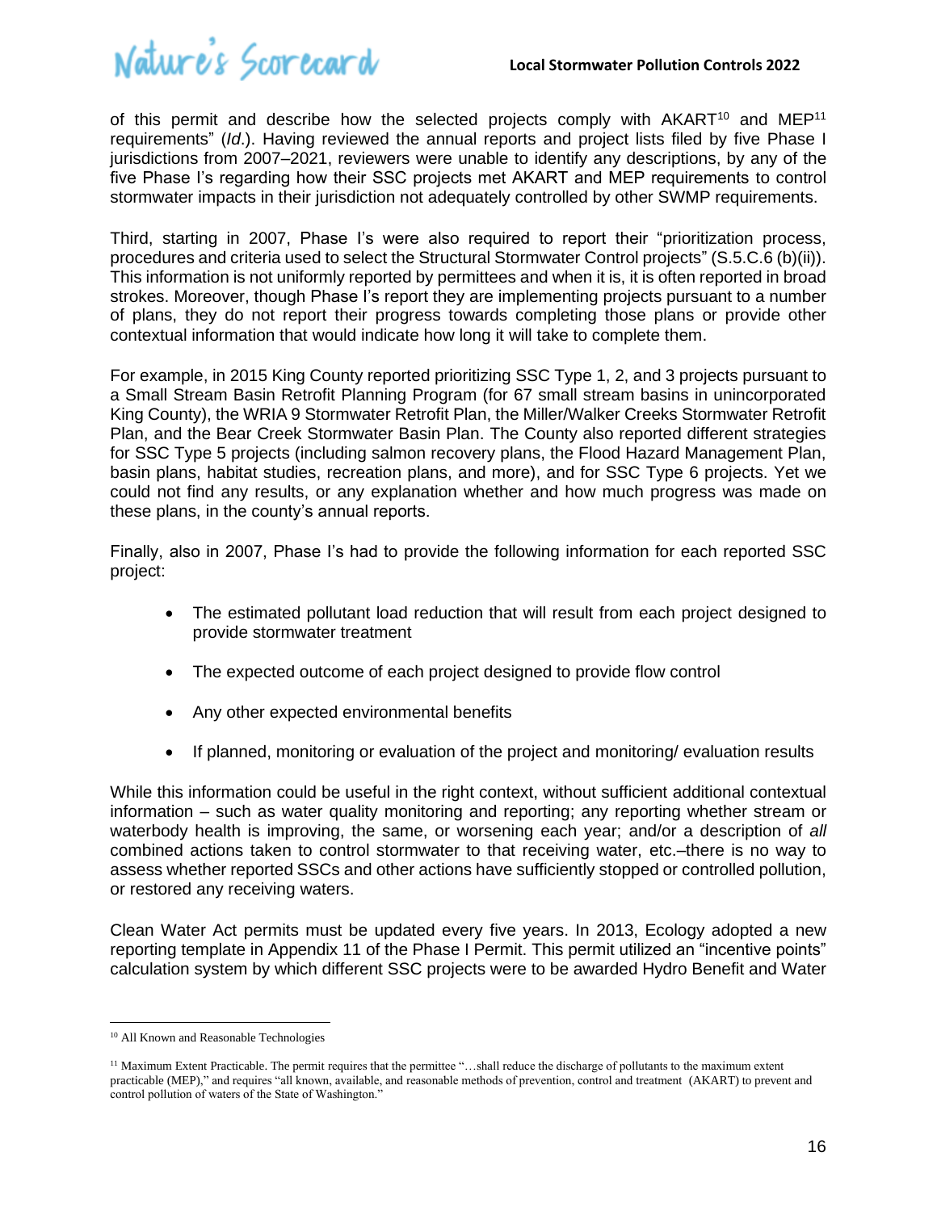of this permit and describe how the selected projects comply with AKART[10] and MEP[11] requirements" (*Id*.). Having reviewed the annual reports and project lists filed by five Phase I jurisdictions from 2007–2021, reviewers were unable to identify any descriptions, by any of the five Phase I's regarding how their SSC projects met AKART and MEP requirements to control stormwater impacts in their jurisdiction not adequately controlled by other SWMP requirements.

Third, starting in 2007, Phase I's were also required to report their "prioritization process, procedures and criteria used to select the Structural Stormwater Control projects" (S.5.C.6 (b)(ii)). This information is not uniformly reported by permittees and when it is, it is often reported in broad strokes. Moreover, though Phase I's report they are implementing projects pursuant to a number of plans, they do not report their progress towards completing those plans or provide other contextual information that would indicate how long it will take to complete them.

For example, in 2015 King County reported prioritizing SSC Type 1, 2, and 3 projects pursuant to a Small Stream Basin Retrofit Planning Program (for 67 small stream basins in unincorporated King County), the WRIA 9 Stormwater Retrofit Plan, the Miller/Walker Creeks Stormwater Retrofit Plan, and the Bear Creek Stormwater Basin Plan. The County also reported different strategies for SSC Type 5 projects (including salmon recovery plans, the Flood Hazard Management Plan, basin plans, habitat studies, recreation plans, and more), and for SSC Type 6 projects. Yet we could not find any results, or any explanation whether and how much progress was made on these plans, in the county's annual reports.

Finally, also in 2007, Phase I's had to provide the following information for each reported SSC project:

- The estimated pollutant load reduction that will result from each project designed to provide stormwater treatment
- The expected outcome of each project designed to provide flow control
- Any other expected environmental benefits
- If planned, monitoring or evaluation of the project and monitoring/ evaluation results

While this information could be useful in the right context, without sufficient additional contextual information – such as water quality monitoring and reporting; any reporting whether stream or waterbody health is improving, the same, or worsening each year; and/or a description of *all* combined actions taken to control stormwater to that receiving water, etc.–there is no way to assess whether reported SSCs and other actions have sufficiently stopped or controlled pollution, or restored any receiving waters.

Clean Water Act permits must be updated every five years. In 2013, Ecology adopted a new reporting template in Appendix 11 of the Phase I Permit. This permit utilized an "incentive points" calculation system by which different SSC projects were to be awarded Hydro Benefit and Water

---

[10] All Known and Reasonable Technologies

[11] Maximum Extent Practicable. The permit requires that the permittee "…shall reduce the discharge of pollutants to the maximum extent practicable (MEP)," and requires "all known, available, and reasonable methods of prevention, control and treatment (AKART) to prevent and control pollution of waters of the State of Washington."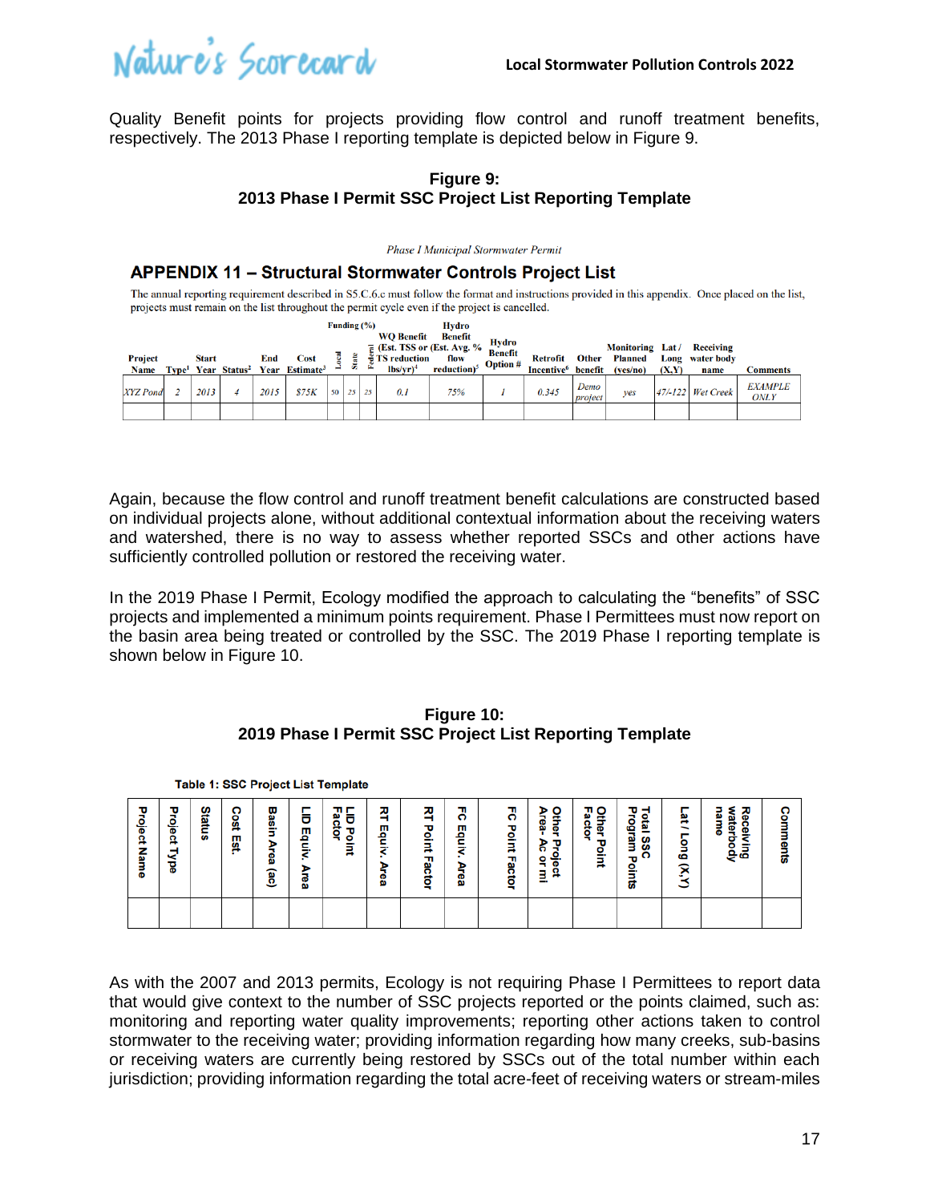Quality Benefit points for projects providing flow control and runoff treatment benefits, respectively. The 2013 Phase I reporting template is depicted below in Figure 9.

**Figure 9:**
**2013 Phase I Permit SSC Project List Reporting Template**

*Phase I Municipal Stormwater Permit*

### APPENDIX 11 – Structural Stormwater Controls Project List

The annual reporting requirement described in S5.C.6.c must follow the format and instructions provided in this appendix. Once placed on the list, projects must remain on the list throughout the permit cycle even if the project is cancelled.

| Project Name | Type[1] | Start Year | Status[2] | End Year | Cost Estimate[3] | Funding (%) Local | Funding (%) State | Funding (%) Federal | WQ Benefit (Est. TSS or TS reduction lbs/yr)[4] | Hydro Benefit (Est. Avg. % flow reduction)[5] | Hydro Benefit Option # | Retrofit Incentive[6] | Other benefit | Monitoring Planned (yes/no) | Lat / Long (X,Y) | Receiving water body name | Comments |
|---|---|---|---|---|---|---|---|---|---|---|---|---|---|---|---|---|---|
| *XYZ Pond* | *2* | *2013* | *4* | *2015* | *$75K* | *50* | *25* | *25* | *0.1* | *75%* | *1* | *0.345* | *Demo project* | *yes* | *47/-122* | *Wet Creek* | *EXAMPLE ONLY* |
| | | | | | | | | | | | | | | | | | |

Again, because the flow control and runoff treatment benefit calculations are constructed based on individual projects alone, without additional contextual information about the receiving waters and watershed, there is no way to assess whether reported SSCs and other actions have sufficiently controlled pollution or restored the receiving water.

In the 2019 Phase I Permit, Ecology modified the approach to calculating the "benefits" of SSC projects and implemented a minimum points requirement. Phase I Permittees must now report on the basin area being treated or controlled by the SSC. The 2019 Phase I reporting template is shown below in Figure 10.

**Figure 10:**
**2019 Phase I Permit SSC Project List Reporting Template**

**Table 1: SSC Project List Template**

| Project Name | Project Type | Status | Cost Est. | Basin Area (ac) | LID Equiv. Area | LID Point Factor | RT Equiv. Area | RT Point Factor | FC Equiv. Area | FC Point Factor | Other Project Area- Ac or mi | Other Point Factor | Total SSC Program Points | Lat / Long (X,Y) | Receiving waterbody name | Comments |
|---|---|---|---|---|---|---|---|---|---|---|---|---|---|---|---|---|
| | | | | | | | | | | | | | | | | |

As with the 2007 and 2013 permits, Ecology is not requiring Phase I Permittees to report data that would give context to the number of SSC projects reported or the points claimed, such as: monitoring and reporting water quality improvements; reporting other actions taken to control stormwater to the receiving water; providing information regarding how many creeks, sub-basins or receiving waters are currently being restored by SSCs out of the total number within each jurisdiction; providing information regarding the total acre-feet of receiving waters or stream-miles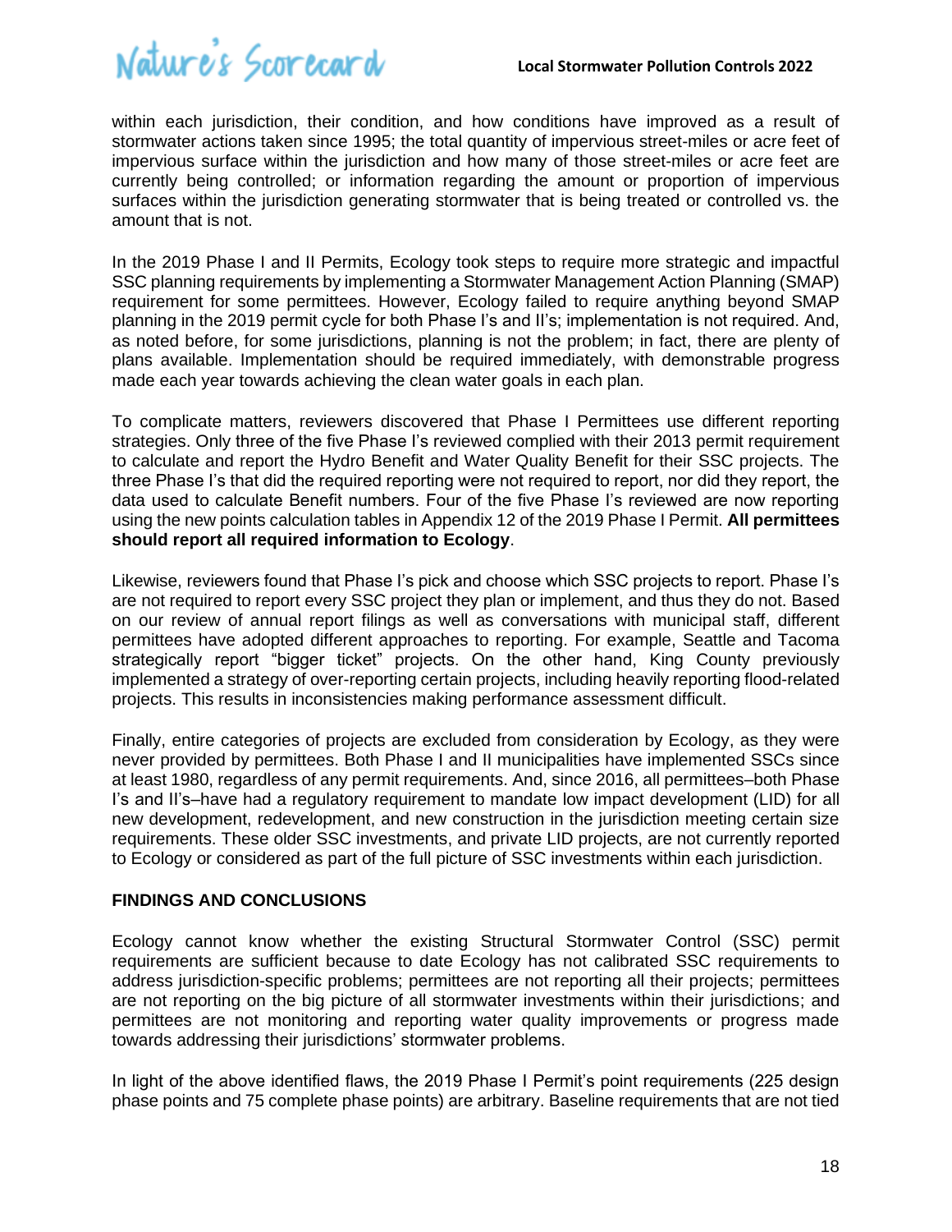within each jurisdiction, their condition, and how conditions have improved as a result of stormwater actions taken since 1995; the total quantity of impervious street-miles or acre feet of impervious surface within the jurisdiction and how many of those street-miles or acre feet are currently being controlled; or information regarding the amount or proportion of impervious surfaces within the jurisdiction generating stormwater that is being treated or controlled vs. the amount that is not.

In the 2019 Phase I and II Permits, Ecology took steps to require more strategic and impactful SSC planning requirements by implementing a Stormwater Management Action Planning (SMAP) requirement for some permittees. However, Ecology failed to require anything beyond SMAP planning in the 2019 permit cycle for both Phase I's and II's; implementation is not required. And, as noted before, for some jurisdictions, planning is not the problem; in fact, there are plenty of plans available. Implementation should be required immediately, with demonstrable progress made each year towards achieving the clean water goals in each plan.

To complicate matters, reviewers discovered that Phase I Permittees use different reporting strategies. Only three of the five Phase I's reviewed complied with their 2013 permit requirement to calculate and report the Hydro Benefit and Water Quality Benefit for their SSC projects. The three Phase I's that did the required reporting were not required to report, nor did they report, the data used to calculate Benefit numbers. Four of the five Phase I's reviewed are now reporting using the new points calculation tables in Appendix 12 of the 2019 Phase I Permit. **All permittees should report all required information to Ecology**.

Likewise, reviewers found that Phase I's pick and choose which SSC projects to report. Phase I's are not required to report every SSC project they plan or implement, and thus they do not. Based on our review of annual report filings as well as conversations with municipal staff, different permittees have adopted different approaches to reporting. For example, Seattle and Tacoma strategically report "bigger ticket" projects. On the other hand, King County previously implemented a strategy of over-reporting certain projects, including heavily reporting flood-related projects. This results in inconsistencies making performance assessment difficult.

Finally, entire categories of projects are excluded from consideration by Ecology, as they were never provided by permittees. Both Phase I and II municipalities have implemented SSCs since at least 1980, regardless of any permit requirements. And, since 2016, all permittees–both Phase I's and II's–have had a regulatory requirement to mandate low impact development (LID) for all new development, redevelopment, and new construction in the jurisdiction meeting certain size requirements. These older SSC investments, and private LID projects, are not currently reported to Ecology or considered as part of the full picture of SSC investments within each jurisdiction.

## FINDINGS AND CONCLUSIONS

Ecology cannot know whether the existing Structural Stormwater Control (SSC) permit requirements are sufficient because to date Ecology has not calibrated SSC requirements to address jurisdiction-specific problems; permittees are not reporting all their projects; permittees are not reporting on the big picture of all stormwater investments within their jurisdictions; and permittees are not monitoring and reporting water quality improvements or progress made towards addressing their jurisdictions' stormwater problems.

In light of the above identified flaws, the 2019 Phase I Permit's point requirements (225 design phase points and 75 complete phase points) are arbitrary. Baseline requirements that are not tied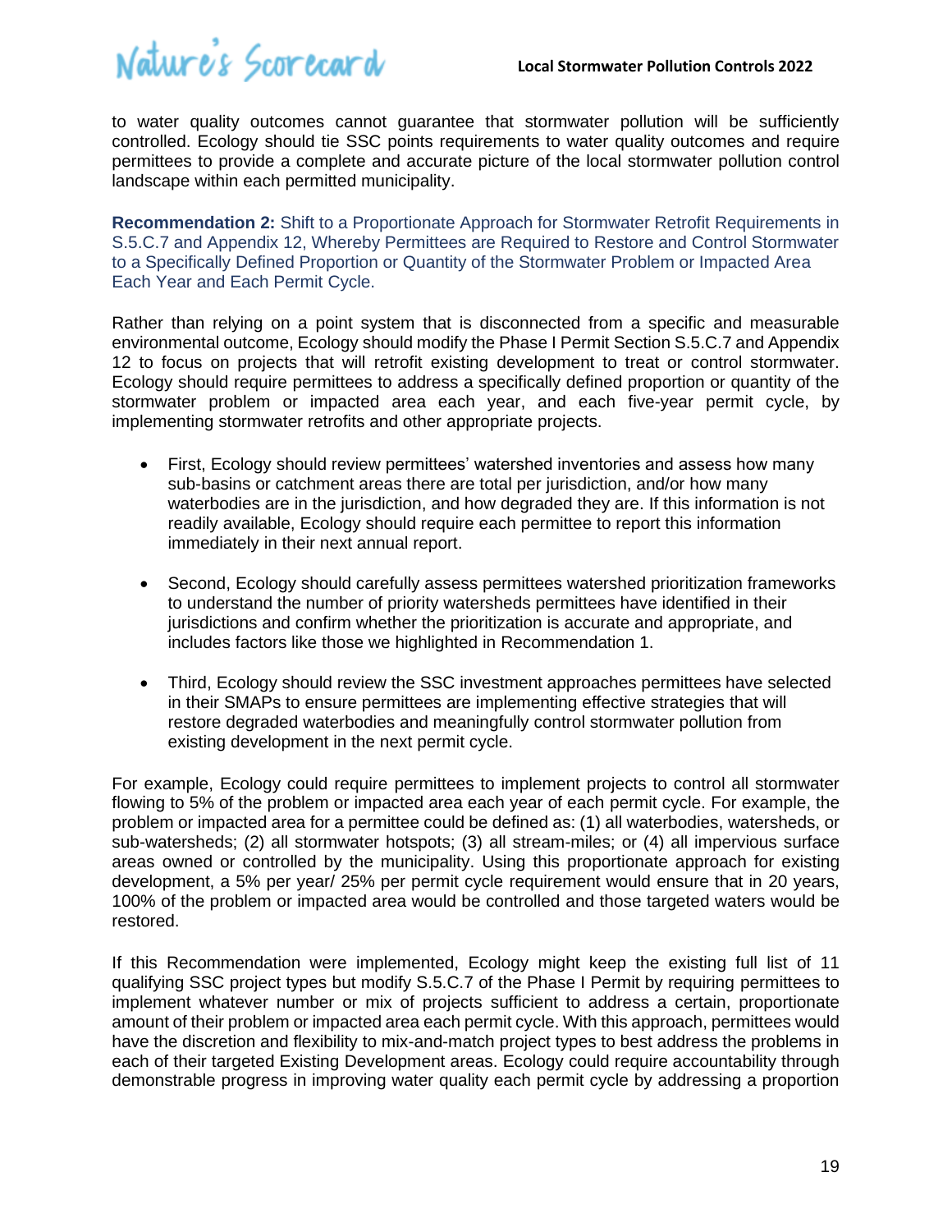to water quality outcomes cannot guarantee that stormwater pollution will be sufficiently controlled. Ecology should tie SSC points requirements to water quality outcomes and require permittees to provide a complete and accurate picture of the local stormwater pollution control landscape within each permitted municipality.

**Recommendation 2:** Shift to a Proportionate Approach for Stormwater Retrofit Requirements in S.5.C.7 and Appendix 12, Whereby Permittees are Required to Restore and Control Stormwater to a Specifically Defined Proportion or Quantity of the Stormwater Problem or Impacted Area Each Year and Each Permit Cycle.

Rather than relying on a point system that is disconnected from a specific and measurable environmental outcome, Ecology should modify the Phase I Permit Section S.5.C.7 and Appendix 12 to focus on projects that will retrofit existing development to treat or control stormwater. Ecology should require permittees to address a specifically defined proportion or quantity of the stormwater problem or impacted area each year, and each five-year permit cycle, by implementing stormwater retrofits and other appropriate projects.

- First, Ecology should review permittees' watershed inventories and assess how many sub-basins or catchment areas there are total per jurisdiction, and/or how many waterbodies are in the jurisdiction, and how degraded they are. If this information is not readily available, Ecology should require each permittee to report this information immediately in their next annual report.
- Second, Ecology should carefully assess permittees watershed prioritization frameworks to understand the number of priority watersheds permittees have identified in their jurisdictions and confirm whether the prioritization is accurate and appropriate, and includes factors like those we highlighted in Recommendation 1.
- Third, Ecology should review the SSC investment approaches permittees have selected in their SMAPs to ensure permittees are implementing effective strategies that will restore degraded waterbodies and meaningfully control stormwater pollution from existing development in the next permit cycle.

For example, Ecology could require permittees to implement projects to control all stormwater flowing to 5% of the problem or impacted area each year of each permit cycle. For example, the problem or impacted area for a permittee could be defined as: (1) all waterbodies, watersheds, or sub-watersheds; (2) all stormwater hotspots; (3) all stream-miles; or (4) all impervious surface areas owned or controlled by the municipality. Using this proportionate approach for existing development, a 5% per year/ 25% per permit cycle requirement would ensure that in 20 years, 100% of the problem or impacted area would be controlled and those targeted waters would be restored.

If this Recommendation were implemented, Ecology might keep the existing full list of 11 qualifying SSC project types but modify S.5.C.7 of the Phase I Permit by requiring permittees to implement whatever number or mix of projects sufficient to address a certain, proportionate amount of their problem or impacted area each permit cycle. With this approach, permittees would have the discretion and flexibility to mix-and-match project types to best address the problems in each of their targeted Existing Development areas. Ecology could require accountability through demonstrable progress in improving water quality each permit cycle by addressing a proportion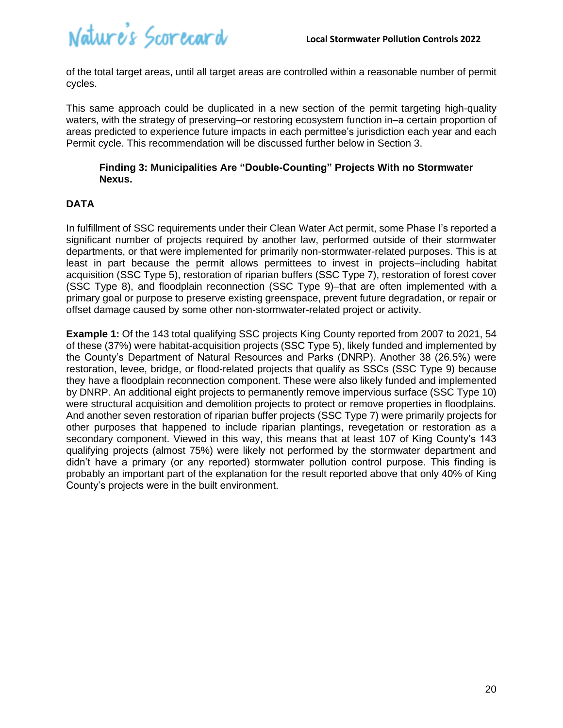of the total target areas, until all target areas are controlled within a reasonable number of permit cycles.

This same approach could be duplicated in a new section of the permit targeting high-quality waters, with the strategy of preserving–or restoring ecosystem function in–a certain proportion of areas predicted to experience future impacts in each permittee's jurisdiction each year and each Permit cycle. This recommendation will be discussed further below in Section 3.

### Finding 3: Municipalities Are "Double-Counting" Projects With no Stormwater Nexus.

#### DATA

In fulfillment of SSC requirements under their Clean Water Act permit, some Phase I's reported a significant number of projects required by another law, performed outside of their stormwater departments, or that were implemented for primarily non-stormwater-related purposes. This is at least in part because the permit allows permittees to invest in projects–including habitat acquisition (SSC Type 5), restoration of riparian buffers (SSC Type 7), restoration of forest cover (SSC Type 8), and floodplain reconnection (SSC Type 9)–that are often implemented with a primary goal or purpose to preserve existing greenspace, prevent future degradation, or repair or offset damage caused by some other non-stormwater-related project or activity.

**Example 1:** Of the 143 total qualifying SSC projects King County reported from 2007 to 2021, 54 of these (37%) were habitat-acquisition projects (SSC Type 5), likely funded and implemented by the County's Department of Natural Resources and Parks (DNRP). Another 38 (26.5%) were restoration, levee, bridge, or flood-related projects that qualify as SSCs (SSC Type 9) because they have a floodplain reconnection component. These were also likely funded and implemented by DNRP. An additional eight projects to permanently remove impervious surface (SSC Type 10) were structural acquisition and demolition projects to protect or remove properties in floodplains. And another seven restoration of riparian buffer projects (SSC Type 7) were primarily projects for other purposes that happened to include riparian plantings, revegetation or restoration as a secondary component. Viewed in this way, this means that at least 107 of King County's 143 qualifying projects (almost 75%) were likely not performed by the stormwater department and didn't have a primary (or any reported) stormwater pollution control purpose. This finding is probably an important part of the explanation for the result reported above that only 40% of King County's projects were in the built environment.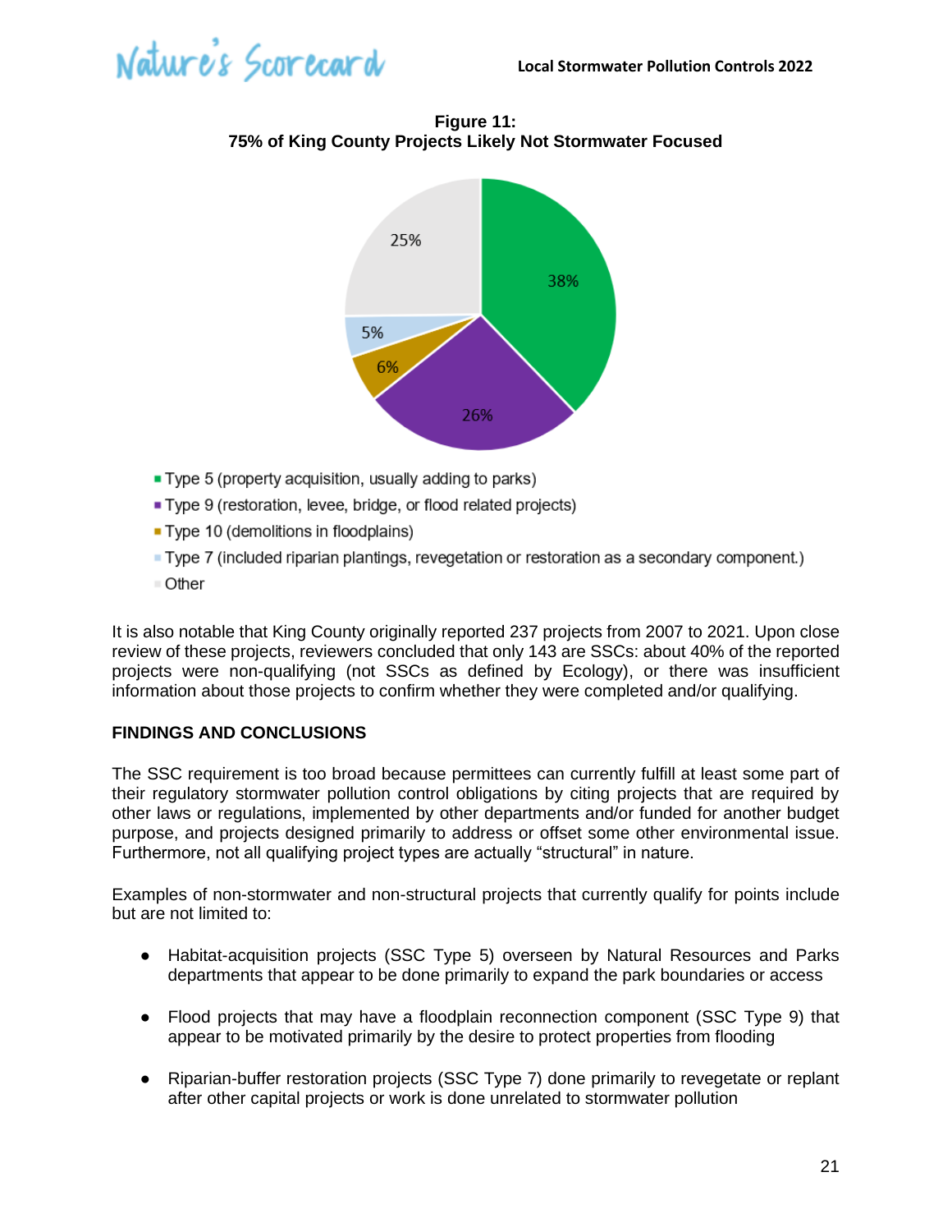**Figure 11:
75% of King County Projects Likely Not Stormwater Focused**

- Type 5 (property acquisition, usually adding to parks) — 38%
- Type 9 (restoration, levee, bridge, or flood related projects) — 26%
- Type 10 (demolitions in floodplains) — 6%
- Type 7 (included riparian plantings, revegetation or restoration as a secondary component.) — 5%
- Other — 25%

It is also notable that King County originally reported 237 projects from 2007 to 2021. Upon close review of these projects, reviewers concluded that only 143 are SSCs: about 40% of the reported projects were non-qualifying (not SSCs as defined by Ecology), or there was insufficient information about those projects to confirm whether they were completed and/or qualifying.

## FINDINGS AND CONCLUSIONS

The SSC requirement is too broad because permittees can currently fulfill at least some part of their regulatory stormwater pollution control obligations by citing projects that are required by other laws or regulations, implemented by other departments and/or funded for another budget purpose, and projects designed primarily to address or offset some other environmental issue. Furthermore, not all qualifying project types are actually "structural" in nature.

Examples of non-stormwater and non-structural projects that currently qualify for points include but are not limited to:

- Habitat-acquisition projects (SSC Type 5) overseen by Natural Resources and Parks departments that appear to be done primarily to expand the park boundaries or access
- Flood projects that may have a floodplain reconnection component (SSC Type 9) that appear to be motivated primarily by the desire to protect properties from flooding
- Riparian-buffer restoration projects (SSC Type 7) done primarily to revegetate or replant after other capital projects or work is done unrelated to stormwater pollution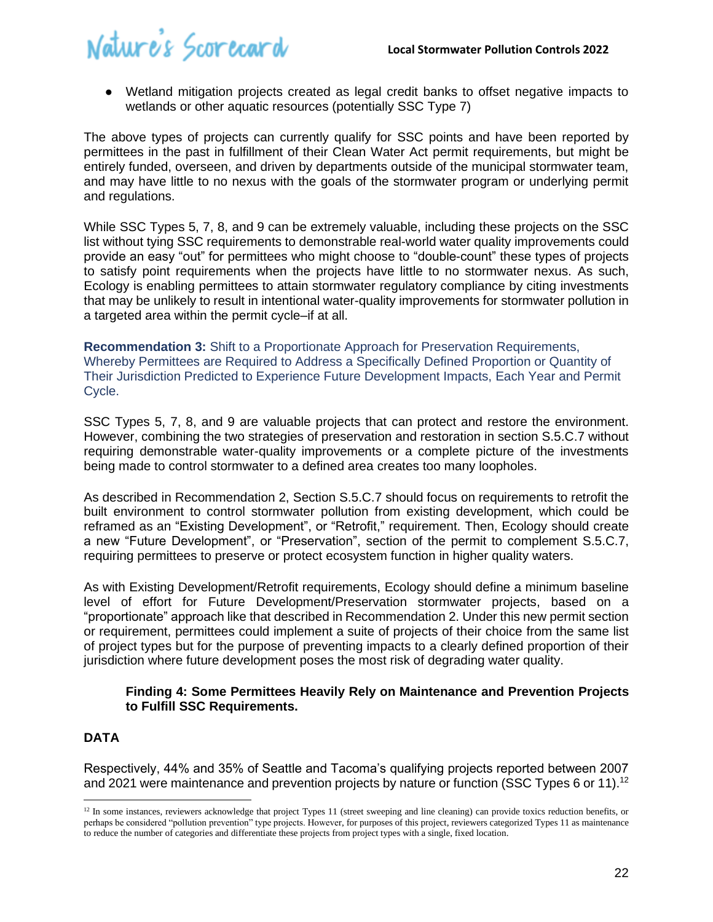- Wetland mitigation projects created as legal credit banks to offset negative impacts to wetlands or other aquatic resources (potentially SSC Type 7)

The above types of projects can currently qualify for SSC points and have been reported by permittees in the past in fulfillment of their Clean Water Act permit requirements, but might be entirely funded, overseen, and driven by departments outside of the municipal stormwater team, and may have little to no nexus with the goals of the stormwater program or underlying permit and regulations.

While SSC Types 5, 7, 8, and 9 can be extremely valuable, including these projects on the SSC list without tying SSC requirements to demonstrable real-world water quality improvements could provide an easy "out" for permittees who might choose to "double-count" these types of projects to satisfy point requirements when the projects have little to no stormwater nexus. As such, Ecology is enabling permittees to attain stormwater regulatory compliance by citing investments that may be unlikely to result in intentional water-quality improvements for stormwater pollution in a targeted area within the permit cycle–if at all.

**Recommendation 3:** Shift to a Proportionate Approach for Preservation Requirements, Whereby Permittees are Required to Address a Specifically Defined Proportion or Quantity of Their Jurisdiction Predicted to Experience Future Development Impacts, Each Year and Permit Cycle.

SSC Types 5, 7, 8, and 9 are valuable projects that can protect and restore the environment. However, combining the two strategies of preservation and restoration in section S.5.C.7 without requiring demonstrable water-quality improvements or a complete picture of the investments being made to control stormwater to a defined area creates too many loopholes.

As described in Recommendation 2, Section S.5.C.7 should focus on requirements to retrofit the built environment to control stormwater pollution from existing development, which could be reframed as an "Existing Development", or "Retrofit," requirement. Then, Ecology should create a new "Future Development", or "Preservation", section of the permit to complement S.5.C.7, requiring permittees to preserve or protect ecosystem function in higher quality waters.

As with Existing Development/Retrofit requirements, Ecology should define a minimum baseline level of effort for Future Development/Preservation stormwater projects, based on a "proportionate" approach like that described in Recommendation 2. Under this new permit section or requirement, permittees could implement a suite of projects of their choice from the same list of project types but for the purpose of preventing impacts to a clearly defined proportion of their jurisdiction where future development poses the most risk of degrading water quality.

**Finding 4: Some Permittees Heavily Rely on Maintenance and Prevention Projects to Fulfill SSC Requirements.**

**DATA**

Respectively, 44% and 35% of Seattle and Tacoma's qualifying projects reported between 2007 and 2021 were maintenance and prevention projects by nature or function (SSC Types 6 or 11).[12]

[12] In some instances, reviewers acknowledge that project Types 11 (street sweeping and line cleaning) can provide toxics reduction benefits, or perhaps be considered "pollution prevention" type projects. However, for purposes of this project, reviewers categorized Types 11 as maintenance to reduce the number of categories and differentiate these projects from project types with a single, fixed location.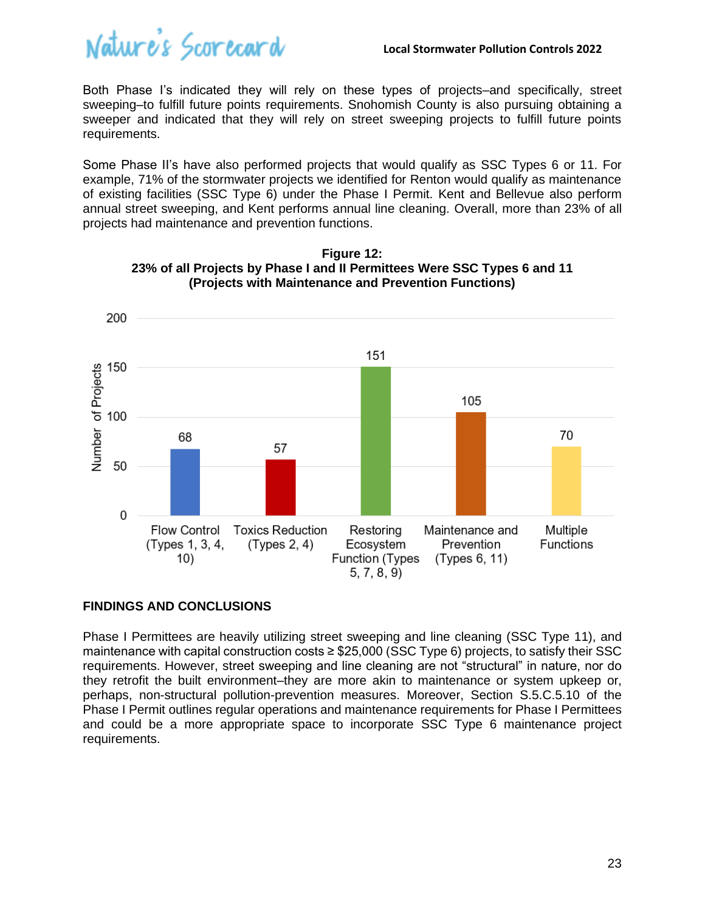Both Phase I's indicated they will rely on these types of projects–and specifically, street sweeping–to fulfill future points requirements. Snohomish County is also pursuing obtaining a sweeper and indicated that they will rely on street sweeping projects to fulfill future points requirements.

Some Phase II's have also performed projects that would qualify as SSC Types 6 or 11. For example, 71% of the stormwater projects we identified for Renton would qualify as maintenance of existing facilities (SSC Type 6) under the Phase I Permit. Kent and Bellevue also perform annual street sweeping, and Kent performs annual line cleaning. Overall, more than 23% of all projects had maintenance and prevention functions.

**Figure 12:**
**23% of all Projects by Phase I and II Permittees Were SSC Types 6 and 11**
**(Projects with Maintenance and Prevention Functions)**

| Function | Number of Projects |
|---|---|
| Flow Control (Types 1, 3, 4, 10) | 68 |
| Toxics Reduction (Types 2, 4) | 57 |
| Restoring Ecosystem Function (Types 5, 7, 8, 9) | 151 |
| Maintenance and Prevention (Types 6, 11) | 105 |
| Multiple Functions | 70 |

## FINDINGS AND CONCLUSIONS

Phase I Permittees are heavily utilizing street sweeping and line cleaning (SSC Type 11), and maintenance with capital construction costs ≥ $25,000 (SSC Type 6) projects, to satisfy their SSC requirements. However, street sweeping and line cleaning are not "structural" in nature, nor do they retrofit the built environment–they are more akin to maintenance or system upkeep or, perhaps, non-structural pollution-prevention measures. Moreover, Section S.5.C.5.10 of the Phase I Permit outlines regular operations and maintenance requirements for Phase I Permittees and could be a more appropriate space to incorporate SSC Type 6 maintenance project requirements.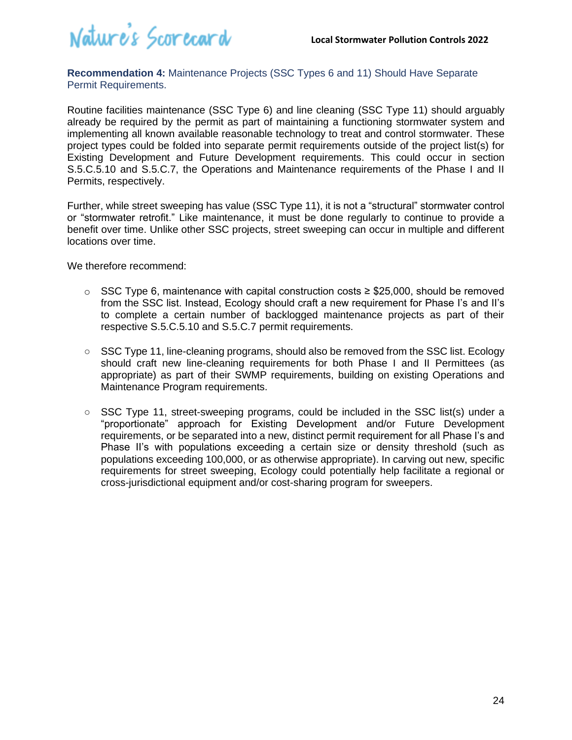**Recommendation 4:** Maintenance Projects (SSC Types 6 and 11) Should Have Separate Permit Requirements.

Routine facilities maintenance (SSC Type 6) and line cleaning (SSC Type 11) should arguably already be required by the permit as part of maintaining a functioning stormwater system and implementing all known available reasonable technology to treat and control stormwater. These project types could be folded into separate permit requirements outside of the project list(s) for Existing Development and Future Development requirements. This could occur in section S.5.C.5.10 and S.5.C.7, the Operations and Maintenance requirements of the Phase I and II Permits, respectively.

Further, while street sweeping has value (SSC Type 11), it is not a "structural" stormwater control or "stormwater retrofit." Like maintenance, it must be done regularly to continue to provide a benefit over time. Unlike other SSC projects, street sweeping can occur in multiple and different locations over time.

We therefore recommend:

- SSC Type 6, maintenance with capital construction costs ≥ $25,000, should be removed from the SSC list. Instead, Ecology should craft a new requirement for Phase I's and II's to complete a certain number of backlogged maintenance projects as part of their respective S.5.C.5.10 and S.5.C.7 permit requirements.
- SSC Type 11, line-cleaning programs, should also be removed from the SSC list. Ecology should craft new line-cleaning requirements for both Phase I and II Permittees (as appropriate) as part of their SWMP requirements, building on existing Operations and Maintenance Program requirements.
- SSC Type 11, street-sweeping programs, could be included in the SSC list(s) under a "proportionate" approach for Existing Development and/or Future Development requirements, or be separated into a new, distinct permit requirement for all Phase I's and Phase II's with populations exceeding a certain size or density threshold (such as populations exceeding 100,000, or as otherwise appropriate). In carving out new, specific requirements for street sweeping, Ecology could potentially help facilitate a regional or cross-jurisdictional equipment and/or cost-sharing program for sweepers.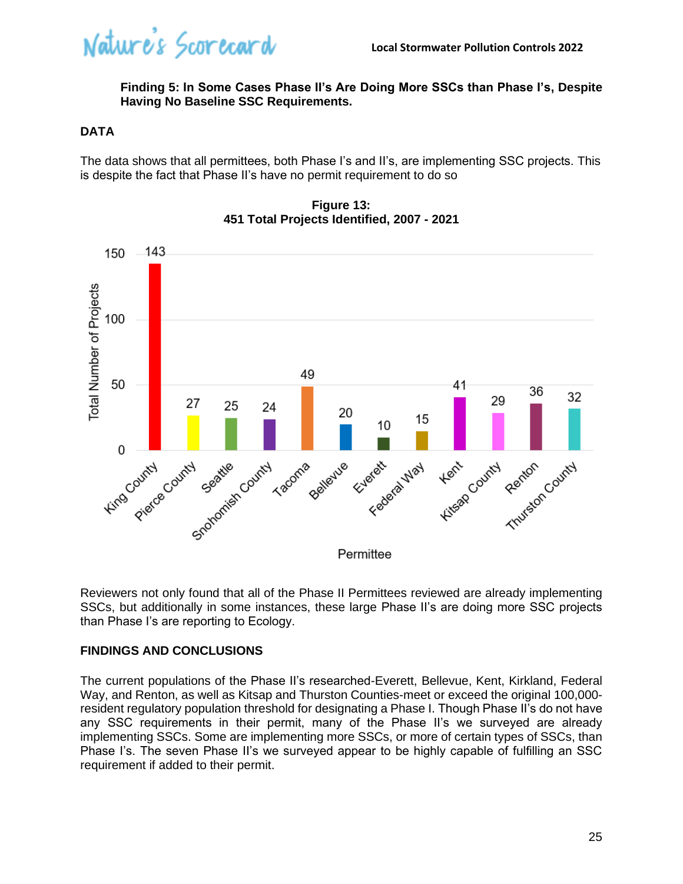**Finding 5: In Some Cases Phase II's Are Doing More SSCs than Phase I's, Despite Having No Baseline SSC Requirements.**

**DATA**

The data shows that all permittees, both Phase I's and II's, are implementing SSC projects. This is despite the fact that Phase II's have no permit requirement to do so

**Figure 13:**
**451 Total Projects Identified, 2007 - 2021**

| Permittee | Total Number of Projects |
|---|---|
| King County | 143 |
| Pierce County | 27 |
| Seattle | 25 |
| Snohomish County | 24 |
| Tacoma | 49 |
| Bellevue | 20 |
| Everett | 10 |
| Federal Way | 15 |
| Kent | 41 |
| Kitsap County | 29 |
| Renton | 36 |
| Thurston County | 32 |

Reviewers not only found that all of the Phase II Permittees reviewed are already implementing SSCs, but additionally in some instances, these large Phase II's are doing more SSC projects than Phase I's are reporting to Ecology.

**FINDINGS AND CONCLUSIONS**

The current populations of the Phase II's researched-Everett, Bellevue, Kent, Kirkland, Federal Way, and Renton, as well as Kitsap and Thurston Counties-meet or exceed the original 100,000-resident regulatory population threshold for designating a Phase I. Though Phase II's do not have any SSC requirements in their permit, many of the Phase II's we surveyed are already implementing SSCs. Some are implementing more SSCs, or more of certain types of SSCs, than Phase I's. The seven Phase II's we surveyed appear to be highly capable of fulfilling an SSC requirement if added to their permit.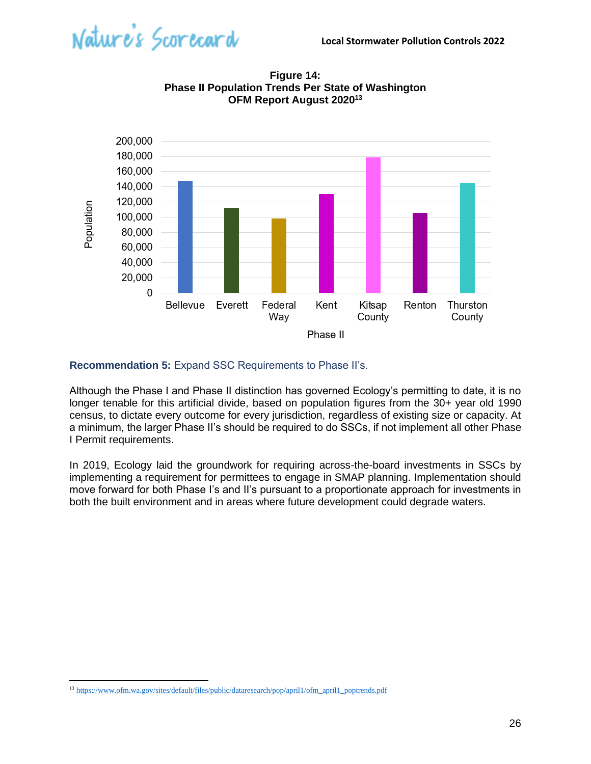**Figure 14:**
**Phase II Population Trends Per State of Washington**
**OFM Report August 2020**[13]

**Recommendation 5:** Expand SSC Requirements to Phase II's.

Although the Phase I and Phase II distinction has governed Ecology's permitting to date, it is no longer tenable for this artificial divide, based on population figures from the 30+ year old 1990 census, to dictate every outcome for every jurisdiction, regardless of existing size or capacity. At a minimum, the larger Phase II's should be required to do SSCs, if not implement all other Phase I Permit requirements.

In 2019, Ecology laid the groundwork for requiring across-the-board investments in SSCs by implementing a requirement for permittees to engage in SMAP planning. Implementation should move forward for both Phase I's and II's pursuant to a proportionate approach for investments in both the built environment and in areas where future development could degrade waters.

---

[13] https://www.ofm.wa.gov/sites/default/files/public/dataresearch/pop/april1/ofm_april1_poptrends.pdf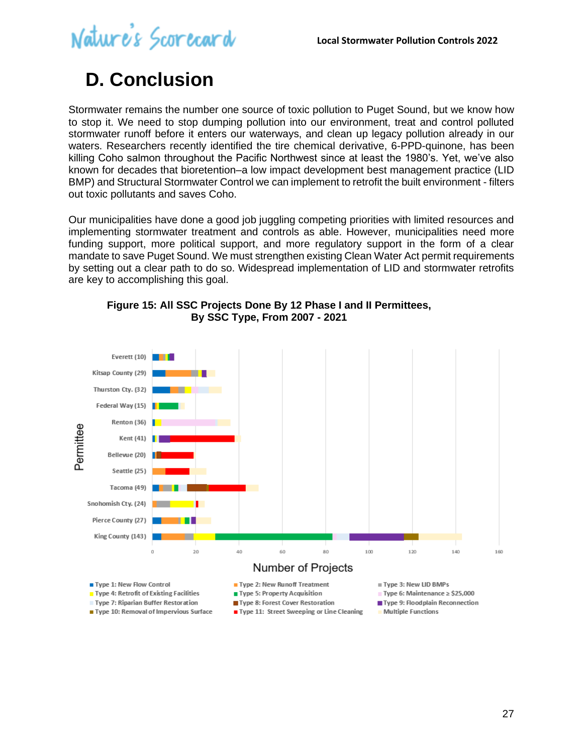# D. Conclusion

Stormwater remains the number one source of toxic pollution to Puget Sound, but we know how to stop it. We need to stop dumping pollution into our environment, treat and control polluted stormwater runoff before it enters our waterways, and clean up legacy pollution already in our waters. Researchers recently identified the tire chemical derivative, 6-PPD-quinone, has been killing Coho salmon throughout the Pacific Northwest since at least the 1980's. Yet, we've also known for decades that bioretention–a low impact development best management practice (LID BMP) and Structural Stormwater Control we can implement to retrofit the built environment - filters out toxic pollutants and saves Coho.

Our municipalities have done a good job juggling competing priorities with limited resources and implementing stormwater treatment and controls as able. However, municipalities need more funding support, more political support, and more regulatory support in the form of a clear mandate to save Puget Sound. We must strengthen existing Clean Water Act permit requirements by setting out a clear path to do so. Widespread implementation of LID and stormwater retrofits are key to accomplishing this goal.

**Figure 15: All SSC Projects Done By 12 Phase I and II Permittees, By SSC Type, From 2007 - 2021**

Permittees (total projects): Everett (10), Kitsap County (29), Thurston Cty. (32), Federal Way (15), Renton (36), Kent (41), Bellevue (20), Seattle (25), Tacoma (49), Snohomish Cty. (24), Pierce County (27), King County (143)

Number of Projects

- Type 1: New Flow Control
- Type 2: New Runoff Treatment
- Type 3: New LID BMPs
- Type 4: Retrofit of Existing Facilities
- Type 5: Property Acquisition
- Type 6: Maintenance ≥ $25,000
- Type 7: Riparian Buffer Restoration
- Type 8: Forest Cover Restoration
- Type 9: Floodplain Reconnection
- Type 10: Removal of Impervious Surface
- Type 11: Street Sweeping or Line Cleaning
- Multiple Functions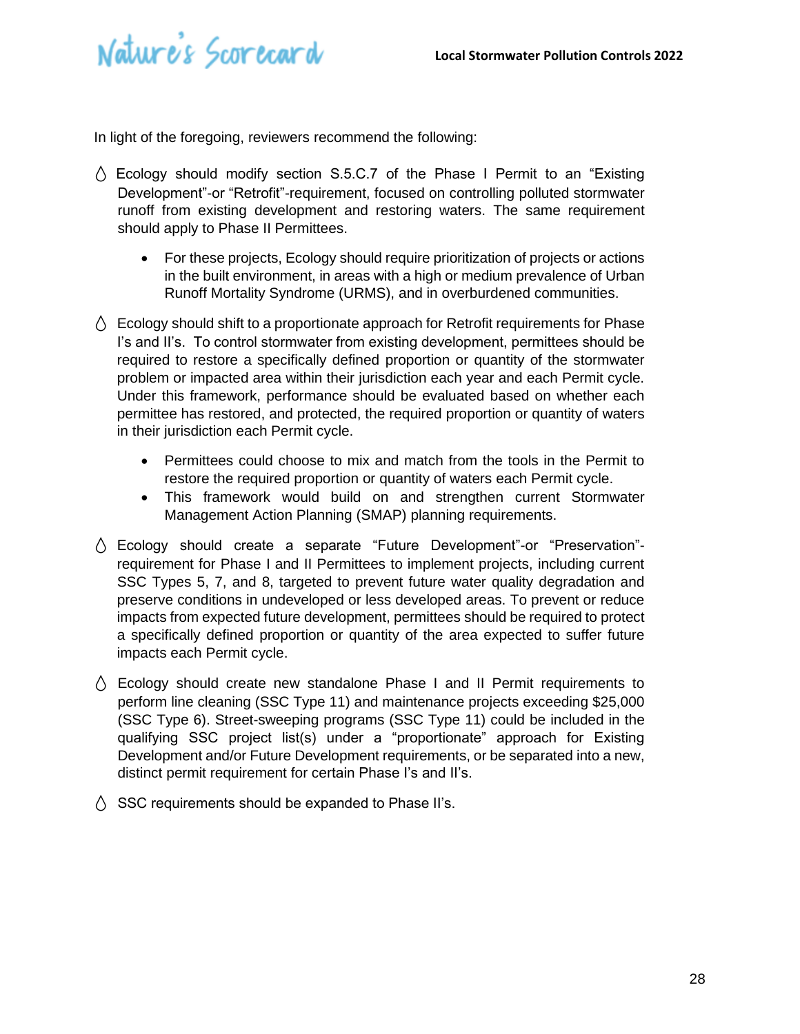In light of the foregoing, reviewers recommend the following:

- Ecology should modify section S.5.C.7 of the Phase I Permit to an "Existing Development"-or "Retrofit"-requirement, focused on controlling polluted stormwater runoff from existing development and restoring waters. The same requirement should apply to Phase II Permittees.
    - For these projects, Ecology should require prioritization of projects or actions in the built environment, in areas with a high or medium prevalence of Urban Runoff Mortality Syndrome (URMS), and in overburdened communities.
- Ecology should shift to a proportionate approach for Retrofit requirements for Phase I's and II's. To control stormwater from existing development, permittees should be required to restore a specifically defined proportion or quantity of the stormwater problem or impacted area within their jurisdiction each year and each Permit cycle. Under this framework, performance should be evaluated based on whether each permittee has restored, and protected, the required proportion or quantity of waters in their jurisdiction each Permit cycle.
    - Permittees could choose to mix and match from the tools in the Permit to restore the required proportion or quantity of waters each Permit cycle.
    - This framework would build on and strengthen current Stormwater Management Action Planning (SMAP) planning requirements.
- Ecology should create a separate "Future Development"-or "Preservation"-requirement for Phase I and II Permittees to implement projects, including current SSC Types 5, 7, and 8, targeted to prevent future water quality degradation and preserve conditions in undeveloped or less developed areas. To prevent or reduce impacts from expected future development, permittees should be required to protect a specifically defined proportion or quantity of the area expected to suffer future impacts each Permit cycle.
- Ecology should create new standalone Phase I and II Permit requirements to perform line cleaning (SSC Type 11) and maintenance projects exceeding $25,000 (SSC Type 6). Street-sweeping programs (SSC Type 11) could be included in the qualifying SSC project list(s) under a "proportionate" approach for Existing Development and/or Future Development requirements, or be separated into a new, distinct permit requirement for certain Phase I's and II's.
- SSC requirements should be expanded to Phase II's.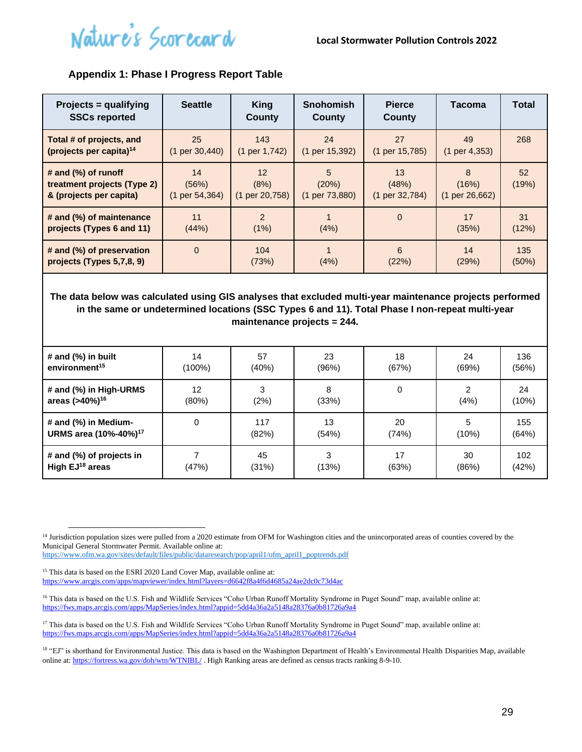## Appendix 1: Phase I Progress Report Table

| Projects = qualifying SSCs reported | Seattle | King County | Snohomish County | Pierce County | Tacoma | Total |
|---|---|---|---|---|---|---|
| **Total # of projects, and (projects per capita)[14]** | 25 (1 per 30,440) | 143 (1 per 1,742) | 24 (1 per 15,392) | 27 (1 per 15,785) | 49 (1 per 4,353) | 268 |
| **# and (%) of runoff treatment projects (Type 2) & (projects per capita)** | 14 (56%) (1 per 54,364) | 12 (8%) (1 per 20,758) | 5 (20%) (1 per 73,880) | 13 (48%) (1 per 32,784) | 8 (16%) (1 per 26,662) | 52 (19%) |
| **# and (%) of maintenance projects (Types 6 and 11)** | 11 (44%) | 2 (1%) | 1 (4%) | 0 | 17 (35%) | 31 (12%) |
| **# and (%) of preservation projects (Types 5,7,8, 9)** | 0 | 104 (73%) | 1 (4%) | 6 (22%) | 14 (29%) | 135 (50%) |
| **The data below was calculated using GIS analyses that excluded multi-year maintenance projects performed in the same or undetermined locations (SSC Types 6 and 11). Total Phase I non-repeat multi-year maintenance projects = 244.** | | | | | | |
| **# and (%) in built environment[15]** | 14 (100%) | 57 (40%) | 23 (96%) | 18 (67%) | 24 (69%) | 136 (56%) |
| **# and (%) in High-URMS areas (>40%)[16]** | 12 (80%) | 3 (2%) | 8 (33%) | 0 | 2 (4%) | 24 (10%) |
| **# and (%) in Medium-URMS area (10%-40%)[17]** | 0 | 117 (82%) | 13 (54%) | 20 (74%) | 5 (10%) | 155 (64%) |
| **# and (%) of projects in High EJ[18] areas** | 7 (47%) | 45 (31%) | 3 (13%) | 17 (63%) | 30 (86%) | 102 (42%) |

[14] Jurisdiction population sizes were pulled from a 2020 estimate from OFM for Washington cities and the unincorporated areas of counties covered by the Municipal General Stormwater Permit. Available online at: https://www.ofm.wa.gov/sites/default/files/public/dataresearch/pop/april1/ofm_april1_poptrends.pdf

[15] This data is based on the ESRI 2020 Land Cover Map, available online at: https://www.arcgis.com/apps/mapviewer/index.html?layers=d6642f8a4f6d4685a24ae2dc0c73d4ac

[16] This data is based on the U.S. Fish and Wildlife Services "Coho Urban Runoff Mortality Syndrome in Puget Sound" map, available online at: https://fws.maps.arcgis.com/apps/MapSeries/index.html?appid=5dd4a36a2a5148a28376a0b81726a9a4

[17] This data is based on the U.S. Fish and Wildlife Services "Coho Urban Runoff Mortality Syndrome in Puget Sound" map, available online at: https://fws.maps.arcgis.com/apps/MapSeries/index.html?appid=5dd4a36a2a5148a28376a0b81726a9a4

[18] "EJ" is shorthand for Environmental Justice. This data is based on the Washington Department of Health's Environmental Health Disparities Map, available online at: https://fortress.wa.gov/doh/wtn/WTNIBL/ . High Ranking areas are defined as census tracts ranking 8-9-10.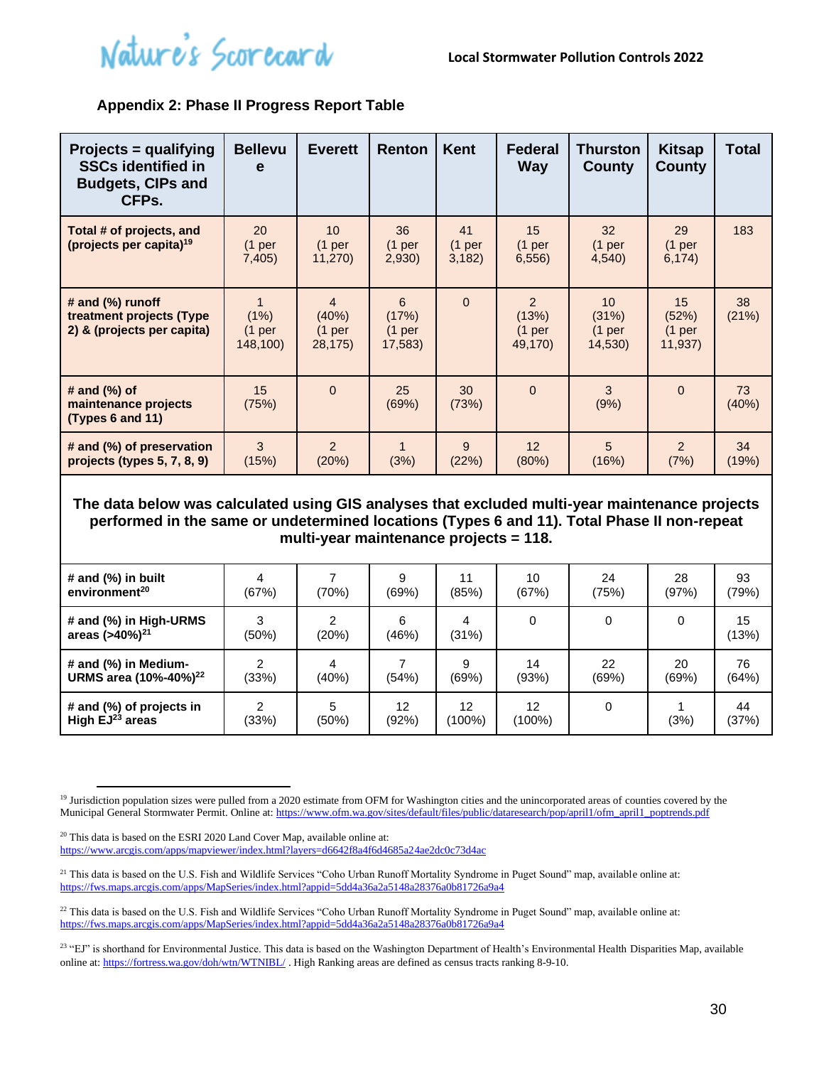## Appendix 2: Phase II Progress Report Table

| Projects = qualifying SSCs identified in Budgets, CIPs and CFPs. | Bellevue | Everett | Renton | Kent | Federal Way | Thurston County | Kitsap County | Total |
|---|---|---|---|---|---|---|---|---|
| **Total # of projects, and (projects per capita)**[19] | 20 (1 per 7,405) | 10 (1 per 11,270) | 36 (1 per 2,930) | 41 (1 per 3,182) | 15 (1 per 6,556) | 32 (1 per 4,540) | 29 (1 per 6,174) | 183 |
| **# and (%) runoff treatment projects (Type 2) & (projects per capita)** | 1 (1%) (1 per 148,100) | 4 (40%) (1 per 28,175) | 6 (17%) (1 per 17,583) | 0 | 2 (13%) (1 per 49,170) | 10 (31%) (1 per 14,530) | 15 (52%) (1 per 11,937) | 38 (21%) |
| **# and (%) of maintenance projects (Types 6 and 11)** | 15 (75%) | 0 | 25 (69%) | 30 (73%) | 0 | 3 (9%) | 0 | 73 (40%) |
| **# and (%) of preservation projects (types 5, 7, 8, 9)** | 3 (15%) | 2 (20%) | 1 (3%) | 9 (22%) | 12 (80%) | 5 (16%) | 2 (7%) | 34 (19%) |
| **The data below was calculated using GIS analyses that excluded multi-year maintenance projects performed in the same or undetermined locations (Types 6 and 11). Total Phase II non-repeat multi-year maintenance projects = 118.** | | | | | | | | |
| **# and (%) in built environment**[20] | 4 (67%) | 7 (70%) | 9 (69%) | 11 (85%) | 10 (67%) | 24 (75%) | 28 (97%) | 93 (79%) |
| **# and (%) in High-URMS areas (>40%)**[21] | 3 (50%) | 2 (20%) | 6 (46%) | 4 (31%) | 0 | 0 | 0 | 15 (13%) |
| **# and (%) in Medium-URMS area (10%-40%)**[22] | 2 (33%) | 4 (40%) | 7 (54%) | 9 (69%) | 14 (93%) | 22 (69%) | 20 (69%) | 76 (64%) |
| **# and (%) of projects in High EJ**[23] **areas** | 2 (33%) | 5 (50%) | 12 (92%) | 12 (100%) | 12 (100%) | 0 | 1 (3%) | 44 (37%) |

[19] Jurisdiction population sizes were pulled from a 2020 estimate from OFM for Washington cities and the unincorporated areas of counties covered by the Municipal General Stormwater Permit. Online at: https://www.ofm.wa.gov/sites/default/files/public/dataresearch/pop/april1/ofm_april1_poptrends.pdf

[20] This data is based on the ESRI 2020 Land Cover Map, available online at: https://www.arcgis.com/apps/mapviewer/index.html?layers=d6642f8a4f6d4685a24ae2dc0c73d4ac

[21] This data is based on the U.S. Fish and Wildlife Services "Coho Urban Runoff Mortality Syndrome in Puget Sound" map, available online at: https://fws.maps.arcgis.com/apps/MapSeries/index.html?appid=5dd4a36a2a5148a28376a0b81726a9a4

[22] This data is based on the U.S. Fish and Wildlife Services "Coho Urban Runoff Mortality Syndrome in Puget Sound" map, available online at: https://fws.maps.arcgis.com/apps/MapSeries/index.html?appid=5dd4a36a2a5148a28376a0b81726a9a4

[23] "EJ" is shorthand for Environmental Justice. This data is based on the Washington Department of Health's Environmental Health Disparities Map, available online at: https://fortress.wa.gov/doh/wtn/WTNIBL/ . High Ranking areas are defined as census tracts ranking 8-9-10.